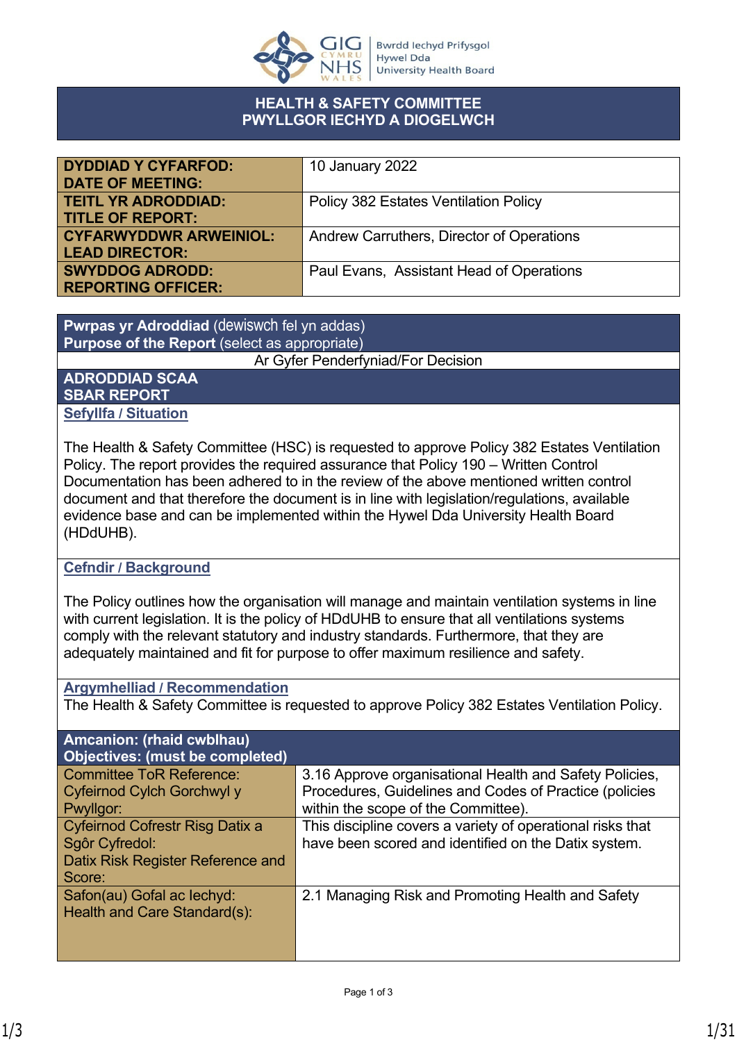# HEALTH & SAFETY COMMITTEE
# PWYLLGOR IECHYD A DIOGELWCH

| | |
|---|---|
| **DYDDIAD Y CYFARFOD: DATE OF MEETING:** | 10 January 2022 |
| **TEITL YR ADRODDIAD: TITLE OF REPORT:** | Policy 382 Estates Ventilation Policy |
| **CYFARWYDDWR ARWEINIOL: LEAD DIRECTOR:** | Andrew Carruthers, Director of Operations |
| **SWYDDOG ADRODD: REPORTING OFFICER:** | Paul Evans, Assistant Head of Operations |

**Pwrpas yr Adroddiad** (dewiswch fel yn addas)
**Purpose of the Report** (select as appropriate)

Ar Gyfer Penderfyniad/For Decision

## ADRODDIAD SCAA
## SBAR REPORT

### Sefyllfa / Situation

The Health & Safety Committee (HSC) is requested to approve Policy 382 Estates Ventilation Policy. The report provides the required assurance that Policy 190 – Written Control Documentation has been adhered to in the review of the above mentioned written control document and that therefore the document is in line with legislation/regulations, available evidence base and can be implemented within the Hywel Dda University Health Board (HDdUHB).

### Cefndir / Background

The Policy outlines how the organisation will manage and maintain ventilation systems in line with current legislation. It is the policy of HDdUHB to ensure that all ventilations systems comply with the relevant statutory and industry standards. Furthermore, that they are adequately maintained and fit for purpose to offer maximum resilience and safety.

### Argymhelliad / Recommendation

The Health & Safety Committee is requested to approve Policy 382 Estates Ventilation Policy.

| **Amcanion: (rhaid cwblhau) Objectives: (must be completed)** | |
|---|---|
| Committee ToR Reference: Cyfeirnod Cylch Gorchwyl y Pwyllgor: | 3.16 Approve organisational Health and Safety Policies, Procedures, Guidelines and Codes of Practice (policies within the scope of the Committee). |
| Cyfeirnod Cofrestr Risg Datix a Sgôr Cyfredol: Datix Risk Register Reference and Score: | This discipline covers a variety of operational risks that have been scored and identified on the Datix system. |
| Safon(au) Gofal ac Iechyd: Health and Care Standard(s): | 2.1 Managing Risk and Promoting Health and Safety |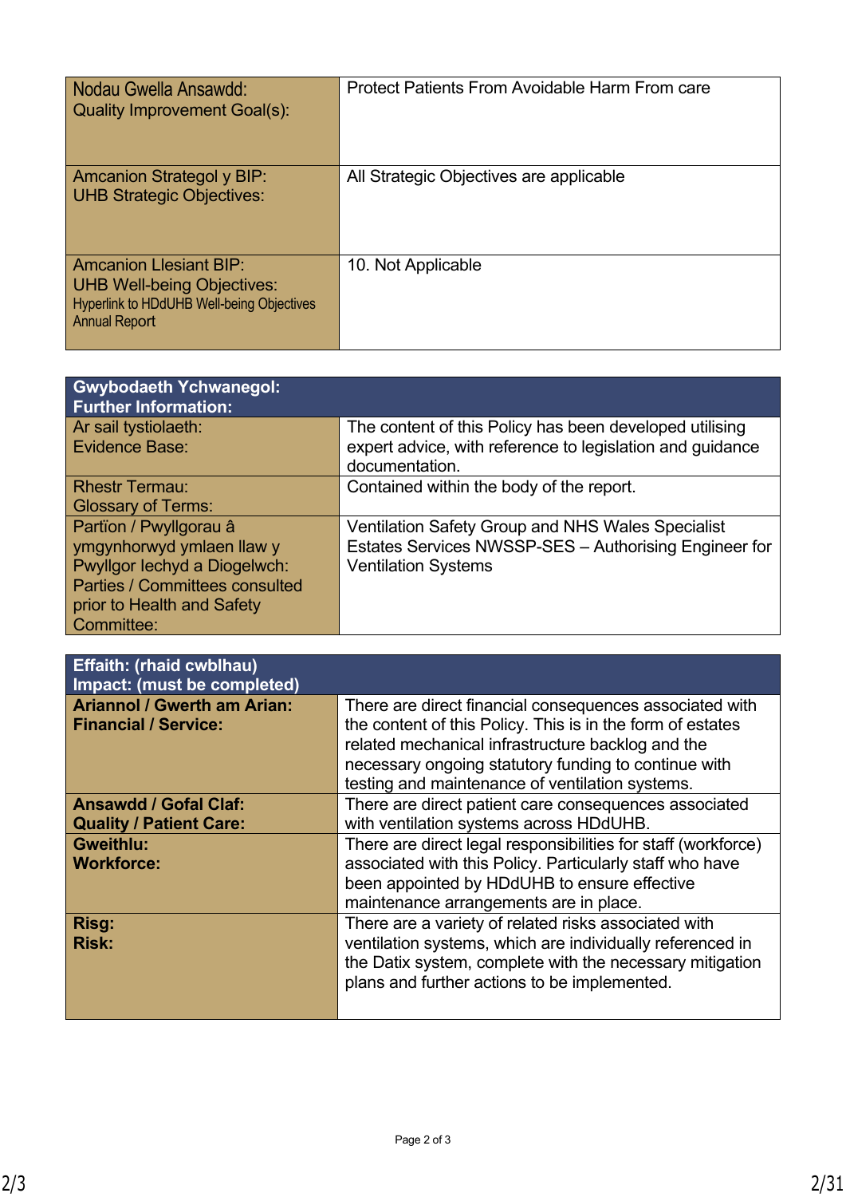| Nodau Gwella Ansawdd:<br>Quality Improvement Goal(s): | Protect Patients From Avoidable Harm From care |
|---|---|
| Amcanion Strategol y BIP:<br>UHB Strategic Objectives: | All Strategic Objectives are applicable |
| Amcanion Llesiant BIP:<br>UHB Well-being Objectives:<br>Hyperlink to HDdUHB Well-being Objectives Annual Report | 10. Not Applicable |

| Gwybodaeth Ychwanegol:<br>Further Information: | |
|---|---|
| Ar sail tystiolaeth:<br>Evidence Base: | The content of this Policy has been developed utilising expert advice, with reference to legislation and guidance documentation. |
| Rhestr Termau:<br>Glossary of Terms: | Contained within the body of the report. |
| Partïon / Pwyllgorau â ymgynhorwyd ymlaen llaw y Pwyllgor Iechyd a Diogelwch:<br>Parties / Committees consulted prior to Health and Safety Committee: | Ventilation Safety Group and NHS Wales Specialist Estates Services NWSSP-SES – Authorising Engineer for Ventilation Systems |

| Effaith: (rhaid cwblhau)<br>Impact: (must be completed) | |
|---|---|
| **Ariannol / Gwerth am Arian:<br>Financial / Service:** | There are direct financial consequences associated with the content of this Policy. This is in the form of estates related mechanical infrastructure backlog and the necessary ongoing statutory funding to continue with testing and maintenance of ventilation systems. |
| **Ansawdd / Gofal Claf:<br>Quality / Patient Care:** | There are direct patient care consequences associated with ventilation systems across HDdUHB. |
| **Gweithlu:<br>Workforce:** | There are direct legal responsibilities for staff (workforce) associated with this Policy. Particularly staff who have been appointed by HDdUHB to ensure effective maintenance arrangements are in place. |
| **Risg:<br>Risk:** | There are a variety of related risks associated with ventilation systems, which are individually referenced in the Datix system, complete with the necessary mitigation plans and further actions to be implemented. |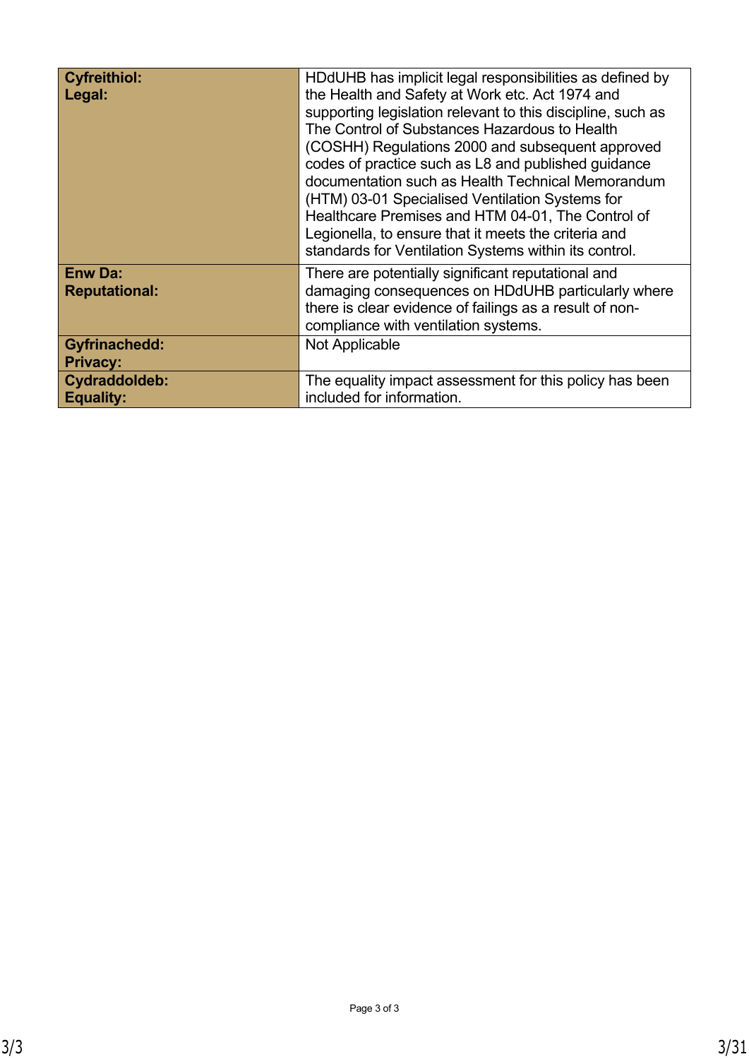| | |
|---|---|
| **Cyfreithiol:**<br>**Legal:** | HDdUHB has implicit legal responsibilities as defined by the Health and Safety at Work etc. Act 1974 and supporting legislation relevant to this discipline, such as The Control of Substances Hazardous to Health (COSHH) Regulations 2000 and subsequent approved codes of practice such as L8 and published guidance documentation such as Health Technical Memorandum (HTM) 03-01 Specialised Ventilation Systems for Healthcare Premises and HTM 04-01, The Control of Legionella, to ensure that it meets the criteria and standards for Ventilation Systems within its control. |
| **Enw Da:**<br>**Reputational:** | There are potentially significant reputational and damaging consequences on HDdUHB particularly where there is clear evidence of failings as a result of non-compliance with ventilation systems. |
| **Gyfrinachedd:**<br>**Privacy:** | Not Applicable |
| **Cydraddoldeb:**<br>**Equality:** | The equality impact assessment for this policy has been included for information. |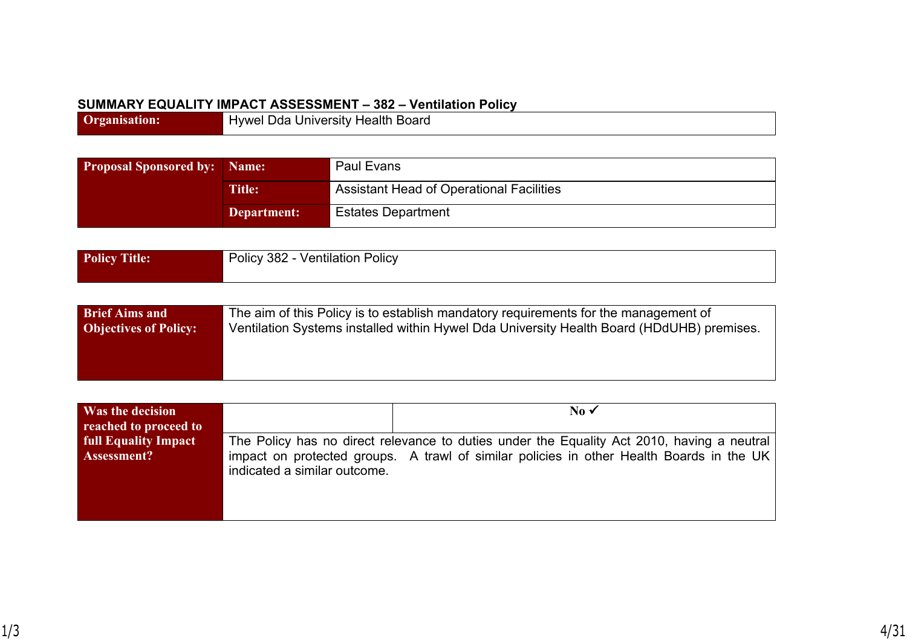## SUMMARY EQUALITY IMPACT ASSESSMENT – 382 – Ventilation Policy

| | |
|---|---|
| **Organisation:** | Hywel Dda University Health Board |

| | | |
|---|---|---|
| **Proposal Sponsored by:** | **Name:** | Paul Evans |
| | **Title:** | Assistant Head of Operational Facilities |
| | **Department:** | Estates Department |

| | |
|---|---|
| **Policy Title:** | Policy 382 - Ventilation Policy |

| | |
|---|---|
| **Brief Aims and Objectives of Policy:** | The aim of this Policy is to establish mandatory requirements for the management of Ventilation Systems installed within Hywel Dda University Health Board (HDdUHB) premises. |

| | | |
|---|---|---|
| **Was the decision reached to proceed to full Equality Impact Assessment?** | | **No ✓** |
| | The Policy has no direct relevance to duties under the Equality Act 2010, having a neutral impact on protected groups. A trawl of similar policies in other Health Boards in the UK indicated a similar outcome. | |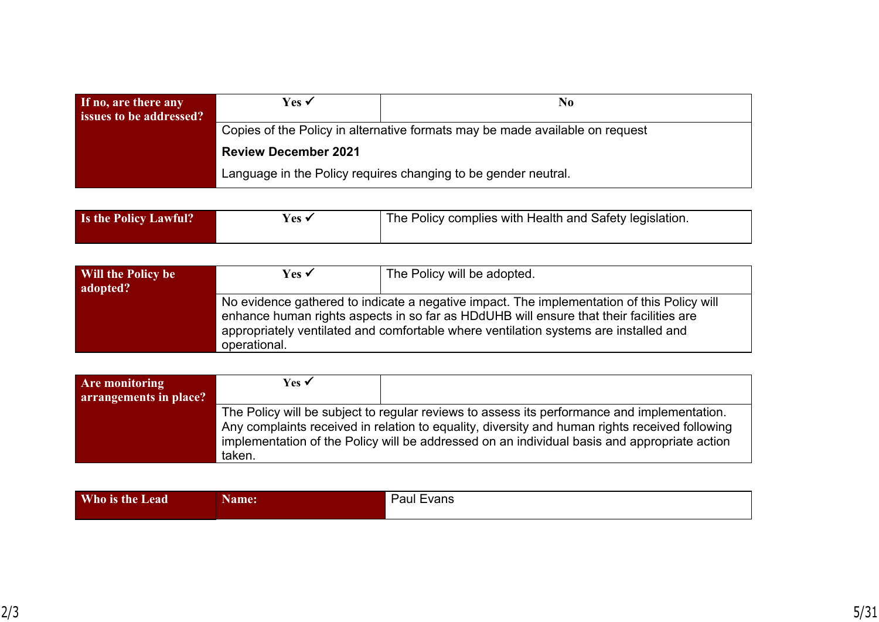| If no, are there any issues to be addressed? | Yes ✓ | No |
|---|---|---|
| | Copies of the Policy in alternative formats may be made available on request<br><br>**Review December 2021**<br><br>Language in the Policy requires changing to be gender neutral. | |

| Is the Policy Lawful? | Yes ✓ | The Policy complies with Health and Safety legislation. |
|---|---|---|

| Will the Policy be adopted? | Yes ✓ | The Policy will be adopted. |
|---|---|---|
| | No evidence gathered to indicate a negative impact. The implementation of this Policy will enhance human rights aspects in so far as HDdUHB will ensure that their facilities are appropriately ventilated and comfortable where ventilation systems are installed and operational. | |

| Are monitoring arrangements in place? | Yes ✓ | |
|---|---|---|
| | The Policy will be subject to regular reviews to assess its performance and implementation. Any complaints received in relation to equality, diversity and human rights received following implementation of the Policy will be addressed on an individual basis and appropriate action taken. | |

| Who is the Lead | Name: | Paul Evans |
|---|---|---|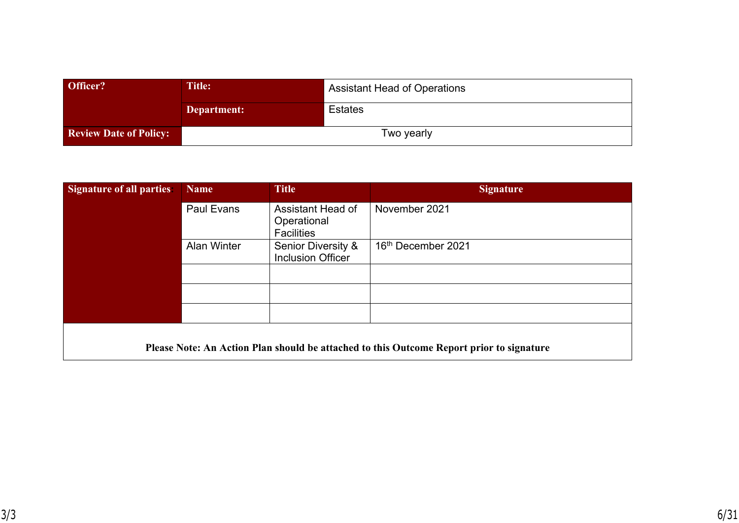| Officer? | Title: | Assistant Head of Operations |
|---|---|---|
| | Department: | Estates |
| Review Date of Policy: | Two yearly | |

| Signature of all parties: | Name | Title | Signature |
|---|---|---|---|
| | Paul Evans | Assistant Head of Operational Facilities | November 2021 |
| | Alan Winter | Senior Diversity & Inclusion Officer | 16th December 2021 |
| | | | |
| | | | |
| | | | |

**Please Note: An Action Plan should be attached to this Outcome Report prior to signature**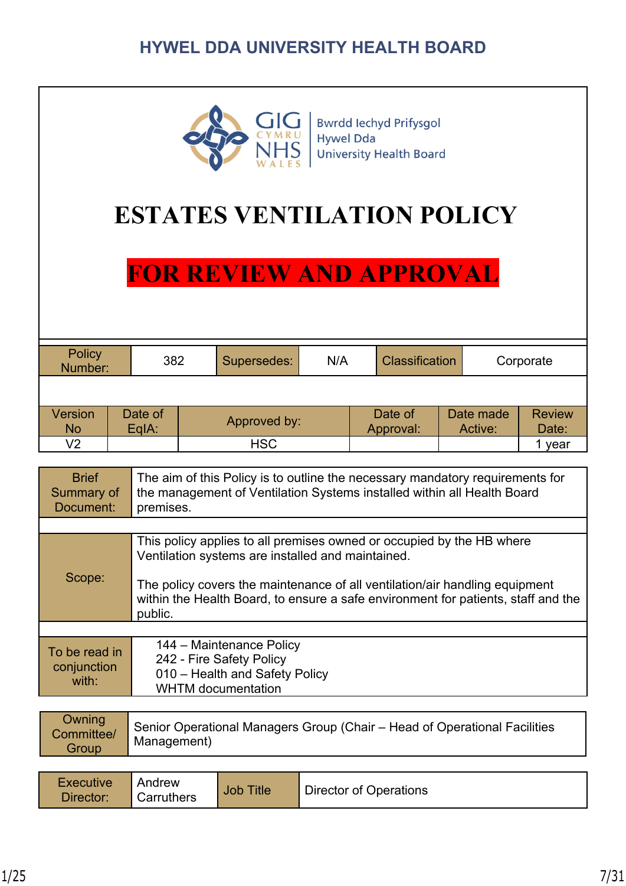# HYWEL DDA UNIVERSITY HEALTH BOARD

GIG CYMRU NHS WALES | Bwrdd Iechyd Prifysgol Hywel Dda University Health Board

# ESTATES VENTILATION POLICY

**FOR REVIEW AND APPROVAL**

| Policy Number: | 382 | Supersedes: | N/A | Classification | Corporate |
|---|---|---|---|---|---|

| Version No | Date of EqIA: | Approved by: | Date of Approval: | Date made Active: | Review Date: |
|---|---|---|---|---|---|
| V2 | | HSC | | | 1 year |

| | |
|---|---|
| Brief Summary of Document: | The aim of this Policy is to outline the necessary mandatory requirements for the management of Ventilation Systems installed within all Health Board premises. |
| Scope: | This policy applies to all premises owned or occupied by the HB where Ventilation systems are installed and maintained.<br><br>The policy covers the maintenance of all ventilation/air handling equipment within the Health Board, to ensure a safe environment for patients, staff and the public. |
| To be read in conjunction with: | 144 – Maintenance Policy<br>242 - Fire Safety Policy<br>010 – Health and Safety Policy<br>WHTM documentation |

| | |
|---|---|
| Owning Committee/ Group | Senior Operational Managers Group (Chair – Head of Operational Facilities Management) |

| Executive Director: | Andrew Carruthers | Job Title | Director of Operations |
|---|---|---|---|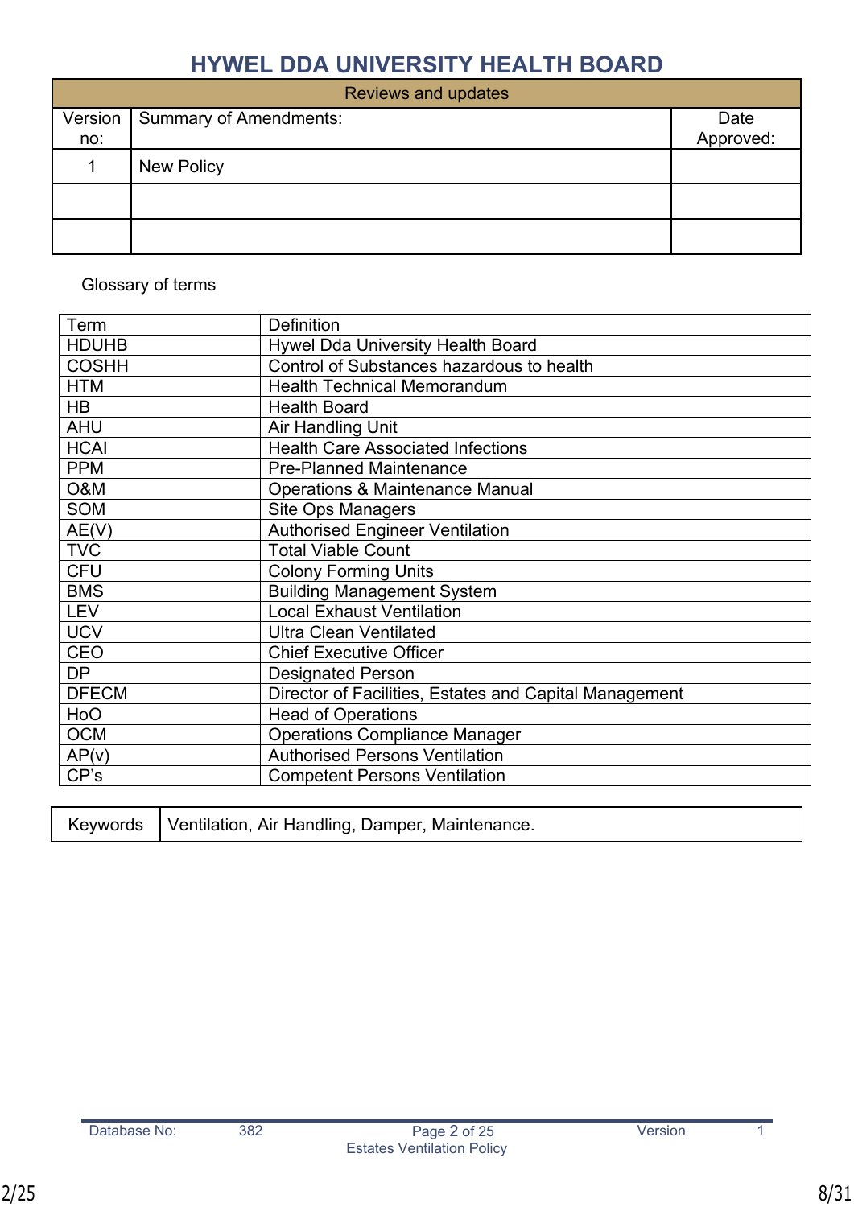# HYWEL DDA UNIVERSITY HEALTH BOARD

| Reviews and updates | | |
|---|---|---|
| Version no: | Summary of Amendments: | Date Approved: |
| 1 | New Policy | |
| | | |
| | | |

Glossary of terms

| Term | Definition |
|---|---|
| HDUHB | Hywel Dda University Health Board |
| COSHH | Control of Substances hazardous to health |
| HTM | Health Technical Memorandum |
| HB | Health Board |
| AHU | Air Handling Unit |
| HCAI | Health Care Associated Infections |
| PPM | Pre-Planned Maintenance |
| O&M | Operations & Maintenance Manual |
| SOM | Site Ops Managers |
| AE(V) | Authorised Engineer Ventilation |
| TVC | Total Viable Count |
| CFU | Colony Forming Units |
| BMS | Building Management System |
| LEV | Local Exhaust Ventilation |
| UCV | Ultra Clean Ventilated |
| CEO | Chief Executive Officer |
| DP | Designated Person |
| DFECM | Director of Facilities, Estates and Capital Management |
| HoO | Head of Operations |
| OCM | Operations Compliance Manager |
| AP(v) | Authorised Persons Ventilation |
| CP's | Competent Persons Ventilation |

| Keywords | Ventilation, Air Handling, Damper, Maintenance. |
|---|---|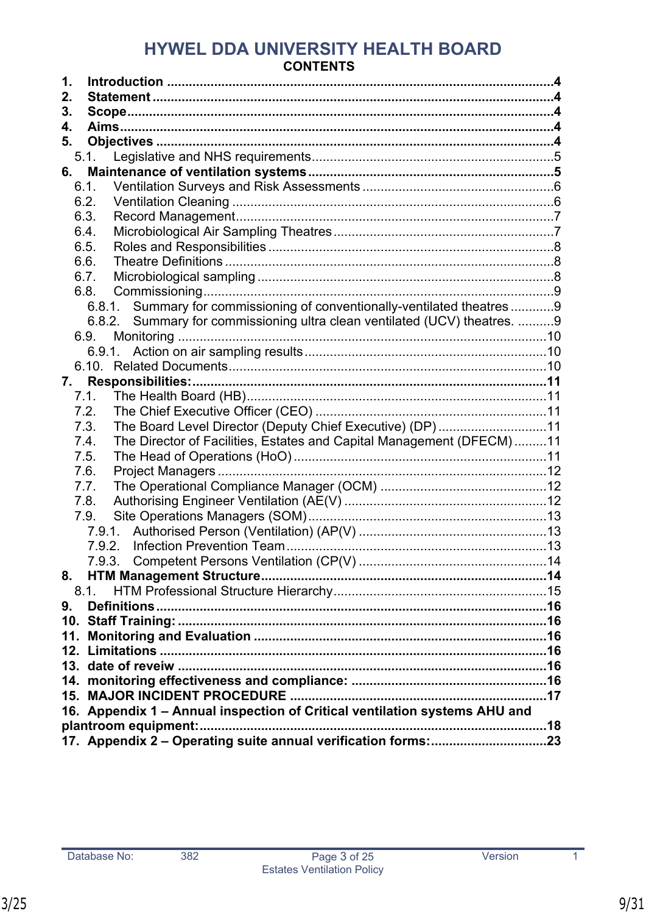# HYWEL DDA UNIVERSITY HEALTH BOARD

## CONTENTS

**1. Introduction** .......... **4**
**2. Statement** .......... **4**
**3. Scope** .......... **4**
**4. Aims** .......... **4**
**5. Objectives** .......... **4**
- 5.1. Legislative and NHS requirements .......... 5

**6. Maintenance of ventilation systems** .......... **5**
- 6.1. Ventilation Surveys and Risk Assessments .......... 6
- 6.2. Ventilation Cleaning .......... 6
- 6.3. Record Management .......... 7
- 6.4. Microbiological Air Sampling Theatres .......... 7
- 6.5. Roles and Responsibilities .......... 8
- 6.6. Theatre Definitions .......... 8
- 6.7. Microbiological sampling .......... 8
- 6.8. Commissioning .......... 9
  - 6.8.1. Summary for commissioning of conventionally-ventilated theatres .......... 9
  - 6.8.2. Summary for commissioning ultra clean ventilated (UCV) theatres. .......... 9
- 6.9. Monitoring .......... 10
  - 6.9.1. Action on air sampling results .......... 10
- 6.10. Related Documents .......... 10

**7. Responsibilities:** .......... **11**
- 7.1. The Health Board (HB) .......... 11
- 7.2. The Chief Executive Officer (CEO) .......... 11
- 7.3. The Board Level Director (Deputy Chief Executive) (DP) .......... 11
- 7.4. The Director of Facilities, Estates and Capital Management (DFECM) .......... 11
- 7.5. The Head of Operations (HoO) .......... 11
- 7.6. Project Managers .......... 12
- 7.7. The Operational Compliance Manager (OCM) .......... 12
- 7.8. Authorising Engineer Ventilation (AE(V) .......... 12
- 7.9. Site Operations Managers (SOM) .......... 13
  - 7.9.1. Authorised Person (Ventilation) (AP(V) .......... 13
  - 7.9.2. Infection Prevention Team .......... 13
  - 7.9.3. Competent Persons Ventilation (CP(V) .......... 14

**8. HTM Management Structure** .......... **14**
- 8.1. HTM Professional Structure Hierarchy .......... 15

**9. Definitions** .......... **16**
**10. Staff Training:** .......... **16**
**11. Monitoring and Evaluation** .......... **16**
**12. Limitations** .......... **16**
**13. date of reveiw** .......... **16**
**14. monitoring effectiveness and compliance:** .......... **16**
**15. MAJOR INCIDENT PROCEDURE** .......... **17**
**16. Appendix 1 – Annual inspection of Critical ventilation systems AHU and plantroom equipment:** .......... **18**
**17. Appendix 2 – Operating suite annual verification forms:** .......... **23**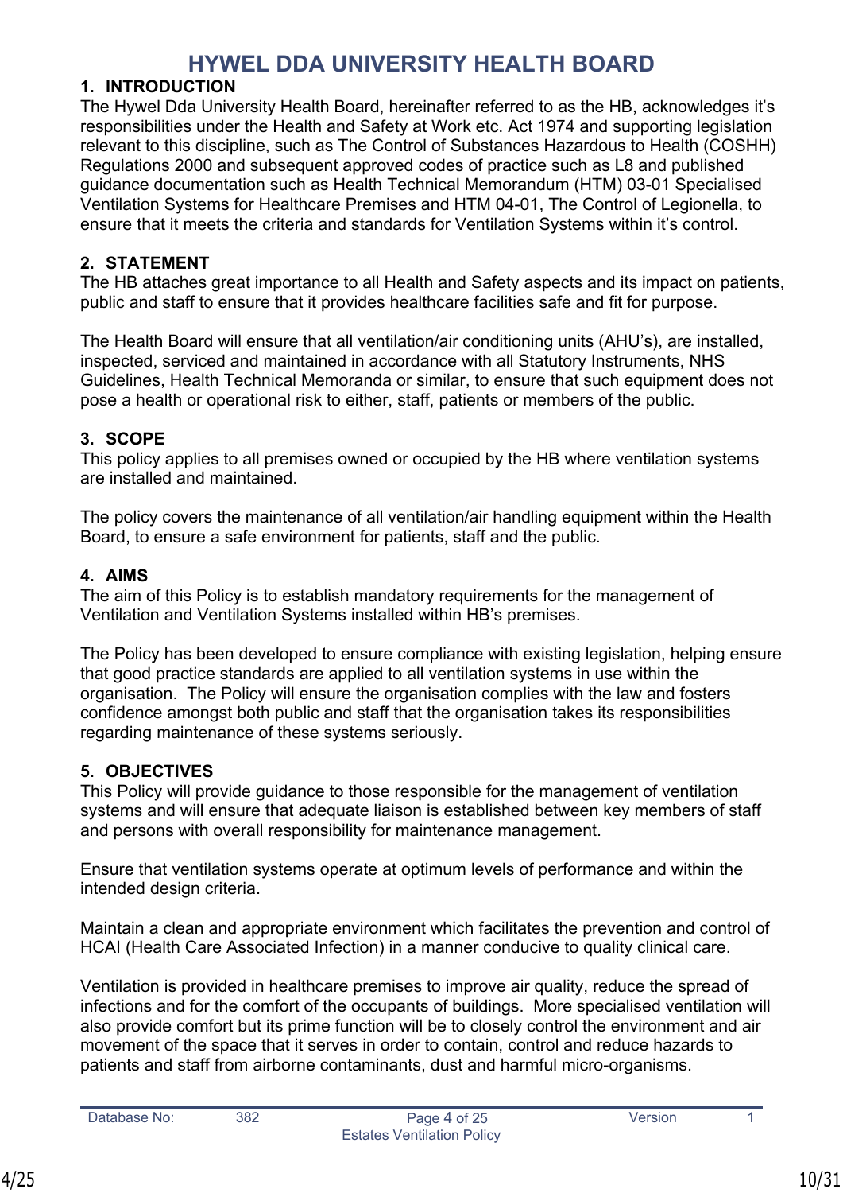# HYWEL DDA UNIVERSITY HEALTH BOARD

## 1. INTRODUCTION

The Hywel Dda University Health Board, hereinafter referred to as the HB, acknowledges it's responsibilities under the Health and Safety at Work etc. Act 1974 and supporting legislation relevant to this discipline, such as The Control of Substances Hazardous to Health (COSHH) Regulations 2000 and subsequent approved codes of practice such as L8 and published guidance documentation such as Health Technical Memorandum (HTM) 03-01 Specialised Ventilation Systems for Healthcare Premises and HTM 04-01, The Control of Legionella, to ensure that it meets the criteria and standards for Ventilation Systems within it's control.

## 2. STATEMENT

The HB attaches great importance to all Health and Safety aspects and its impact on patients, public and staff to ensure that it provides healthcare facilities safe and fit for purpose.

The Health Board will ensure that all ventilation/air conditioning units (AHU's), are installed, inspected, serviced and maintained in accordance with all Statutory Instruments, NHS Guidelines, Health Technical Memoranda or similar, to ensure that such equipment does not pose a health or operational risk to either, staff, patients or members of the public.

## 3. SCOPE

This policy applies to all premises owned or occupied by the HB where ventilation systems are installed and maintained.

The policy covers the maintenance of all ventilation/air handling equipment within the Health Board, to ensure a safe environment for patients, staff and the public.

## 4. AIMS

The aim of this Policy is to establish mandatory requirements for the management of Ventilation and Ventilation Systems installed within HB's premises.

The Policy has been developed to ensure compliance with existing legislation, helping ensure that good practice standards are applied to all ventilation systems in use within the organisation. The Policy will ensure the organisation complies with the law and fosters confidence amongst both public and staff that the organisation takes its responsibilities regarding maintenance of these systems seriously.

## 5. OBJECTIVES

This Policy will provide guidance to those responsible for the management of ventilation systems and will ensure that adequate liaison is established between key members of staff and persons with overall responsibility for maintenance management.

Ensure that ventilation systems operate at optimum levels of performance and within the intended design criteria.

Maintain a clean and appropriate environment which facilitates the prevention and control of HCAI (Health Care Associated Infection) in a manner conducive to quality clinical care.

Ventilation is provided in healthcare premises to improve air quality, reduce the spread of infections and for the comfort of the occupants of buildings. More specialised ventilation will also provide comfort but its prime function will be to closely control the environment and air movement of the space that it serves in order to contain, control and reduce hazards to patients and staff from airborne contaminants, dust and harmful micro-organisms.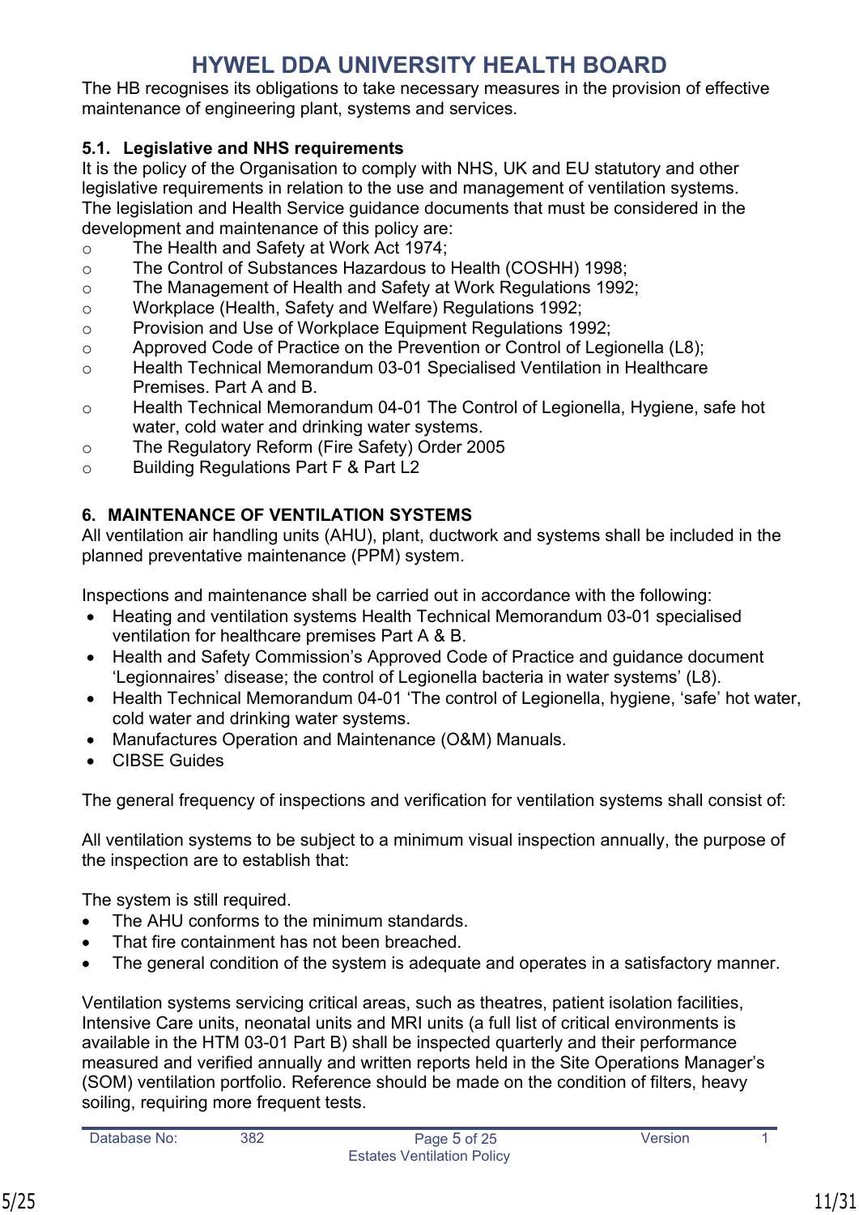The HB recognises its obligations to take necessary measures in the provision of effective maintenance of engineering plant, systems and services.

### 5.1. Legislative and NHS requirements

It is the policy of the Organisation to comply with NHS, UK and EU statutory and other legislative requirements in relation to the use and management of ventilation systems. The legislation and Health Service guidance documents that must be considered in the development and maintenance of this policy are:

- The Health and Safety at Work Act 1974;
- The Control of Substances Hazardous to Health (COSHH) 1998;
- The Management of Health and Safety at Work Regulations 1992;
- Workplace (Health, Safety and Welfare) Regulations 1992;
- Provision and Use of Workplace Equipment Regulations 1992;
- Approved Code of Practice on the Prevention or Control of Legionella (L8);
- Health Technical Memorandum 03-01 Specialised Ventilation in Healthcare Premises. Part A and B.
- Health Technical Memorandum 04-01 The Control of Legionella, Hygiene, safe hot water, cold water and drinking water systems.
- The Regulatory Reform (Fire Safety) Order 2005
- Building Regulations Part F & Part L2

## 6. MAINTENANCE OF VENTILATION SYSTEMS

All ventilation air handling units (AHU), plant, ductwork and systems shall be included in the planned preventative maintenance (PPM) system.

Inspections and maintenance shall be carried out in accordance with the following:

- Heating and ventilation systems Health Technical Memorandum 03-01 specialised ventilation for healthcare premises Part A & B.
- Health and Safety Commission's Approved Code of Practice and guidance document 'Legionnaires' disease; the control of Legionella bacteria in water systems' (L8).
- Health Technical Memorandum 04-01 'The control of Legionella, hygiene, 'safe' hot water, cold water and drinking water systems.
- Manufactures Operation and Maintenance (O&M) Manuals.
- CIBSE Guides

The general frequency of inspections and verification for ventilation systems shall consist of:

All ventilation systems to be subject to a minimum visual inspection annually, the purpose of the inspection are to establish that:

The system is still required.

- The AHU conforms to the minimum standards.
- That fire containment has not been breached.
- The general condition of the system is adequate and operates in a satisfactory manner.

Ventilation systems servicing critical areas, such as theatres, patient isolation facilities, Intensive Care units, neonatal units and MRI units (a full list of critical environments is available in the HTM 03-01 Part B) shall be inspected quarterly and their performance measured and verified annually and written reports held in the Site Operations Manager's (SOM) ventilation portfolio. Reference should be made on the condition of filters, heavy soiling, requiring more frequent tests.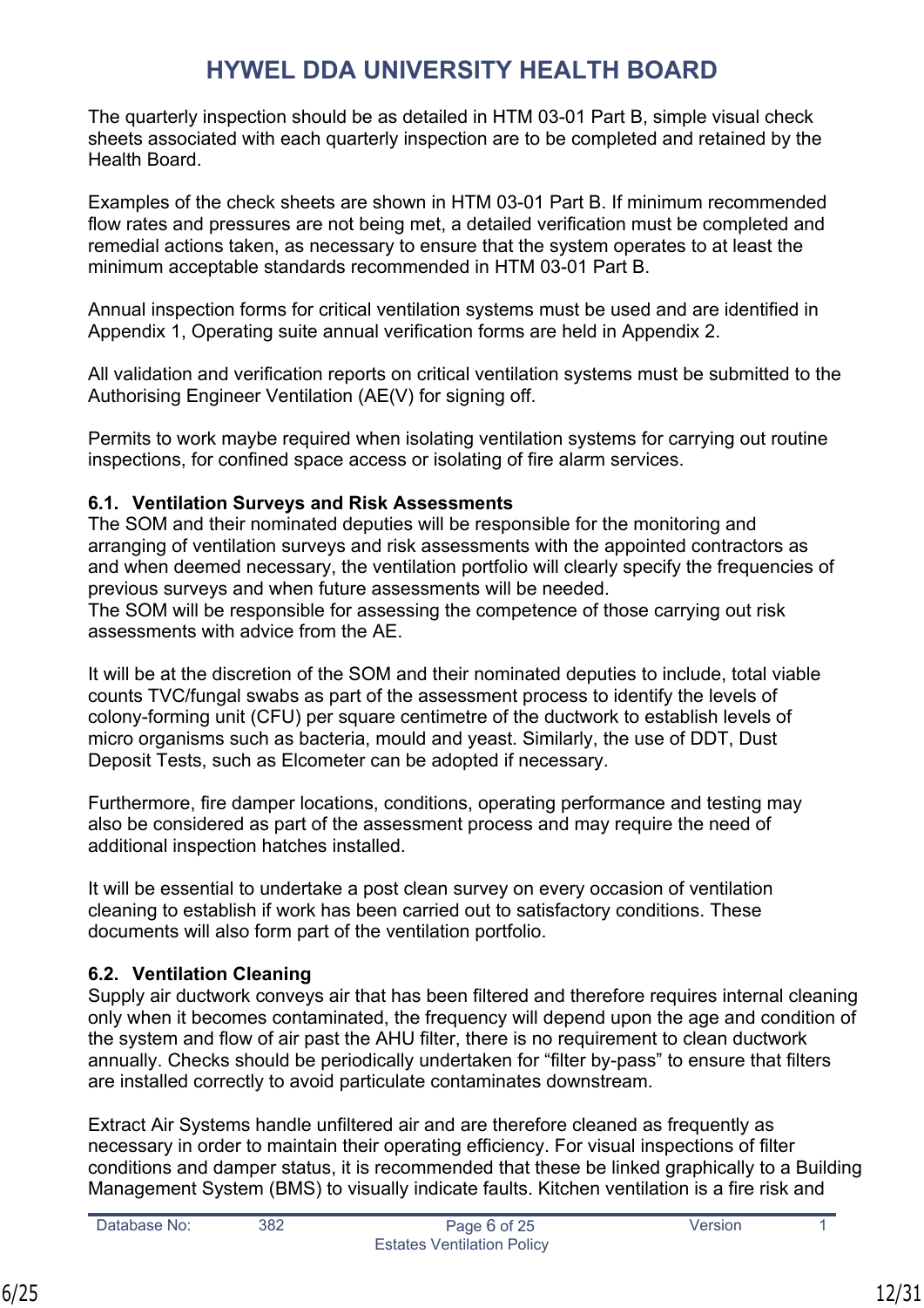The quarterly inspection should be as detailed in HTM 03-01 Part B, simple visual check sheets associated with each quarterly inspection are to be completed and retained by the Health Board.

Examples of the check sheets are shown in HTM 03-01 Part B. If minimum recommended flow rates and pressures are not being met, a detailed verification must be completed and remedial actions taken, as necessary to ensure that the system operates to at least the minimum acceptable standards recommended in HTM 03-01 Part B.

Annual inspection forms for critical ventilation systems must be used and are identified in Appendix 1, Operating suite annual verification forms are held in Appendix 2.

All validation and verification reports on critical ventilation systems must be submitted to the Authorising Engineer Ventilation (AE(V) for signing off.

Permits to work maybe required when isolating ventilation systems for carrying out routine inspections, for confined space access or isolating of fire alarm services.

### 6.1. Ventilation Surveys and Risk Assessments

The SOM and their nominated deputies will be responsible for the monitoring and arranging of ventilation surveys and risk assessments with the appointed contractors as and when deemed necessary, the ventilation portfolio will clearly specify the frequencies of previous surveys and when future assessments will be needed.
The SOM will be responsible for assessing the competence of those carrying out risk assessments with advice from the AE.

It will be at the discretion of the SOM and their nominated deputies to include, total viable counts TVC/fungal swabs as part of the assessment process to identify the levels of colony-forming unit (CFU) per square centimetre of the ductwork to establish levels of micro organisms such as bacteria, mould and yeast. Similarly, the use of DDT, Dust Deposit Tests, such as Elcometer can be adopted if necessary.

Furthermore, fire damper locations, conditions, operating performance and testing may also be considered as part of the assessment process and may require the need of additional inspection hatches installed.

It will be essential to undertake a post clean survey on every occasion of ventilation cleaning to establish if work has been carried out to satisfactory conditions. These documents will also form part of the ventilation portfolio.

### 6.2. Ventilation Cleaning

Supply air ductwork conveys air that has been filtered and therefore requires internal cleaning only when it becomes contaminated, the frequency will depend upon the age and condition of the system and flow of air past the AHU filter, there is no requirement to clean ductwork annually. Checks should be periodically undertaken for “filter by-pass” to ensure that filters are installed correctly to avoid particulate contaminates downstream.

Extract Air Systems handle unfiltered air and are therefore cleaned as frequently as necessary in order to maintain their operating efficiency. For visual inspections of filter conditions and damper status, it is recommended that these be linked graphically to a Building Management System (BMS) to visually indicate faults. Kitchen ventilation is a fire risk and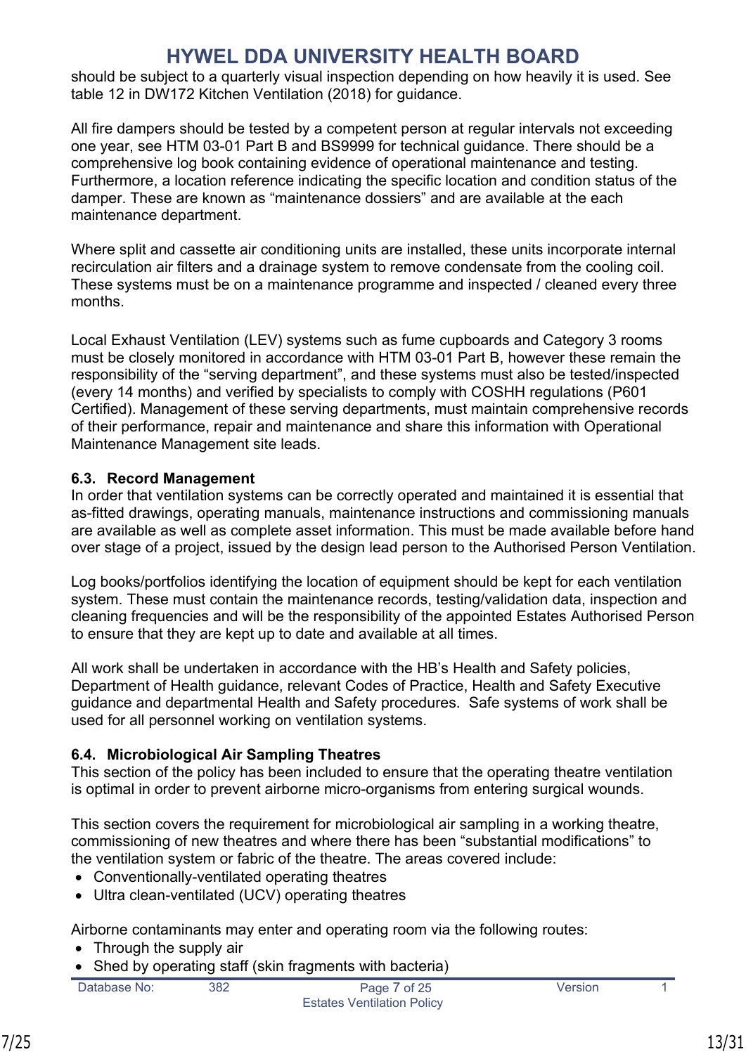should be subject to a quarterly visual inspection depending on how heavily it is used. See table 12 in DW172 Kitchen Ventilation (2018) for guidance.

All fire dampers should be tested by a competent person at regular intervals not exceeding one year, see HTM 03-01 Part B and BS9999 for technical guidance. There should be a comprehensive log book containing evidence of operational maintenance and testing. Furthermore, a location reference indicating the specific location and condition status of the damper. These are known as "maintenance dossiers" and are available at the each maintenance department.

Where split and cassette air conditioning units are installed, these units incorporate internal recirculation air filters and a drainage system to remove condensate from the cooling coil. These systems must be on a maintenance programme and inspected / cleaned every three months.

Local Exhaust Ventilation (LEV) systems such as fume cupboards and Category 3 rooms must be closely monitored in accordance with HTM 03-01 Part B, however these remain the responsibility of the "serving department", and these systems must also be tested/inspected (every 14 months) and verified by specialists to comply with COSHH regulations (P601 Certified). Management of these serving departments, must maintain comprehensive records of their performance, repair and maintenance and share this information with Operational Maintenance Management site leads.

### 6.3. Record Management

In order that ventilation systems can be correctly operated and maintained it is essential that as-fitted drawings, operating manuals, maintenance instructions and commissioning manuals are available as well as complete asset information. This must be made available before hand over stage of a project, issued by the design lead person to the Authorised Person Ventilation.

Log books/portfolios identifying the location of equipment should be kept for each ventilation system. These must contain the maintenance records, testing/validation data, inspection and cleaning frequencies and will be the responsibility of the appointed Estates Authorised Person to ensure that they are kept up to date and available at all times.

All work shall be undertaken in accordance with the HB's Health and Safety policies, Department of Health guidance, relevant Codes of Practice, Health and Safety Executive guidance and departmental Health and Safety procedures. Safe systems of work shall be used for all personnel working on ventilation systems.

### 6.4. Microbiological Air Sampling Theatres

This section of the policy has been included to ensure that the operating theatre ventilation is optimal in order to prevent airborne micro-organisms from entering surgical wounds.

This section covers the requirement for microbiological air sampling in a working theatre, commissioning of new theatres and where there has been "substantial modifications" to the ventilation system or fabric of the theatre. The areas covered include:

- Conventionally-ventilated operating theatres
- Ultra clean-ventilated (UCV) operating theatres

Airborne contaminants may enter and operating room via the following routes:

- Through the supply air
- Shed by operating staff (skin fragments with bacteria)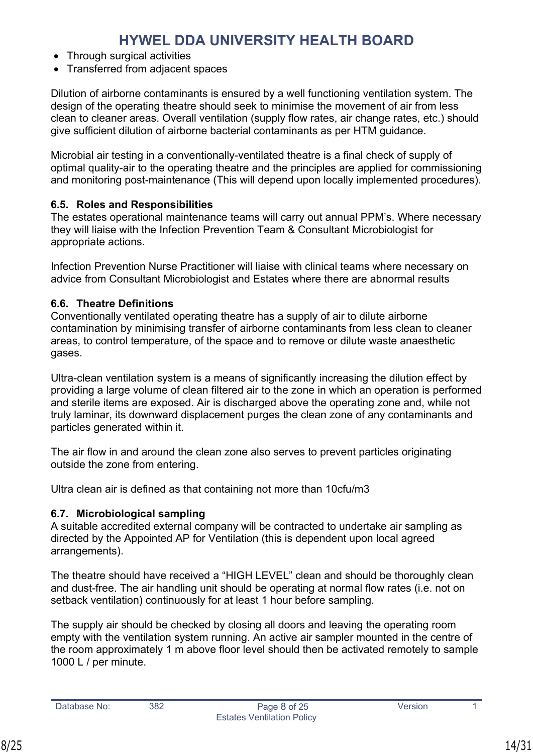- Through surgical activities
- Transferred from adjacent spaces

Dilution of airborne contaminants is ensured by a well functioning ventilation system. The design of the operating theatre should seek to minimise the movement of air from less clean to cleaner areas. Overall ventilation (supply flow rates, air change rates, etc.) should give sufficient dilution of airborne bacterial contaminants as per HTM guidance.

Microbial air testing in a conventionally-ventilated theatre is a final check of supply of optimal quality-air to the operating theatre and the principles are applied for commissioning and monitoring post-maintenance (This will depend upon locally implemented procedures).

### 6.5. Roles and Responsibilities

The estates operational maintenance teams will carry out annual PPM's. Where necessary they will liaise with the Infection Prevention Team & Consultant Microbiologist for appropriate actions.

Infection Prevention Nurse Practitioner will liaise with clinical teams where necessary on advice from Consultant Microbiologist and Estates where there are abnormal results

### 6.6. Theatre Definitions

Conventionally ventilated operating theatre has a supply of air to dilute airborne contamination by minimising transfer of airborne contaminants from less clean to cleaner areas, to control temperature, of the space and to remove or dilute waste anaesthetic gases.

Ultra-clean ventilation system is a means of significantly increasing the dilution effect by providing a large volume of clean filtered air to the zone in which an operation is performed and sterile items are exposed. Air is discharged above the operating zone and, while not truly laminar, its downward displacement purges the clean zone of any contaminants and particles generated within it.

The air flow in and around the clean zone also serves to prevent particles originating outside the zone from entering.

Ultra clean air is defined as that containing not more than 10cfu/m3

### 6.7. Microbiological sampling

A suitable accredited external company will be contracted to undertake air sampling as directed by the Appointed AP for Ventilation (this is dependent upon local agreed arrangements).

The theatre should have received a "HIGH LEVEL" clean and should be thoroughly clean and dust-free. The air handling unit should be operating at normal flow rates (i.e. not on setback ventilation) continuously for at least 1 hour before sampling.

The supply air should be checked by closing all doors and leaving the operating room empty with the ventilation system running. An active air sampler mounted in the centre of the room approximately 1 m above floor level should then be activated remotely to sample 1000 L / per minute.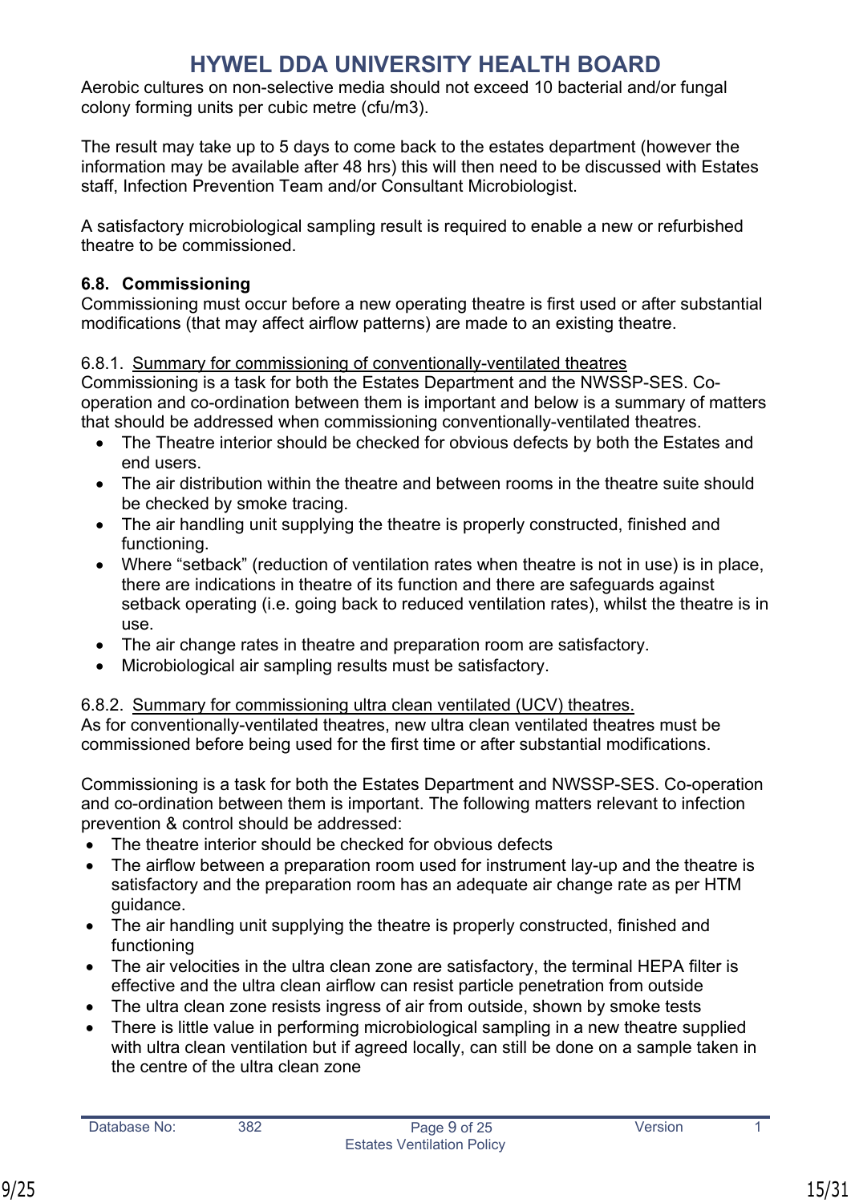Aerobic cultures on non-selective media should not exceed 10 bacterial and/or fungal colony forming units per cubic metre (cfu/m3).

The result may take up to 5 days to come back to the estates department (however the information may be available after 48 hrs) this will then need to be discussed with Estates staff, Infection Prevention Team and/or Consultant Microbiologist.

A satisfactory microbiological sampling result is required to enable a new or refurbished theatre to be commissioned.

### 6.8. Commissioning

Commissioning must occur before a new operating theatre is first used or after substantial modifications (that may affect airflow patterns) are made to an existing theatre.

6.8.1. Summary for commissioning of conventionally-ventilated theatres

Commissioning is a task for both the Estates Department and the NWSSP-SES. Co-operation and co-ordination between them is important and below is a summary of matters that should be addressed when commissioning conventionally-ventilated theatres.

- The Theatre interior should be checked for obvious defects by both the Estates and end users.
- The air distribution within the theatre and between rooms in the theatre suite should be checked by smoke tracing.
- The air handling unit supplying the theatre is properly constructed, finished and functioning.
- Where "setback" (reduction of ventilation rates when theatre is not in use) is in place, there are indications in theatre of its function and there are safeguards against setback operating (i.e. going back to reduced ventilation rates), whilst the theatre is in use.
- The air change rates in theatre and preparation room are satisfactory.
- Microbiological air sampling results must be satisfactory.

6.8.2. Summary for commissioning ultra clean ventilated (UCV) theatres.

As for conventionally-ventilated theatres, new ultra clean ventilated theatres must be commissioned before being used for the first time or after substantial modifications.

Commissioning is a task for both the Estates Department and NWSSP-SES. Co-operation and co-ordination between them is important. The following matters relevant to infection prevention & control should be addressed:

- The theatre interior should be checked for obvious defects
- The airflow between a preparation room used for instrument lay-up and the theatre is satisfactory and the preparation room has an adequate air change rate as per HTM guidance.
- The air handling unit supplying the theatre is properly constructed, finished and functioning
- The air velocities in the ultra clean zone are satisfactory, the terminal HEPA filter is effective and the ultra clean airflow can resist particle penetration from outside
- The ultra clean zone resists ingress of air from outside, shown by smoke tests
- There is little value in performing microbiological sampling in a new theatre supplied with ultra clean ventilation but if agreed locally, can still be done on a sample taken in the centre of the ultra clean zone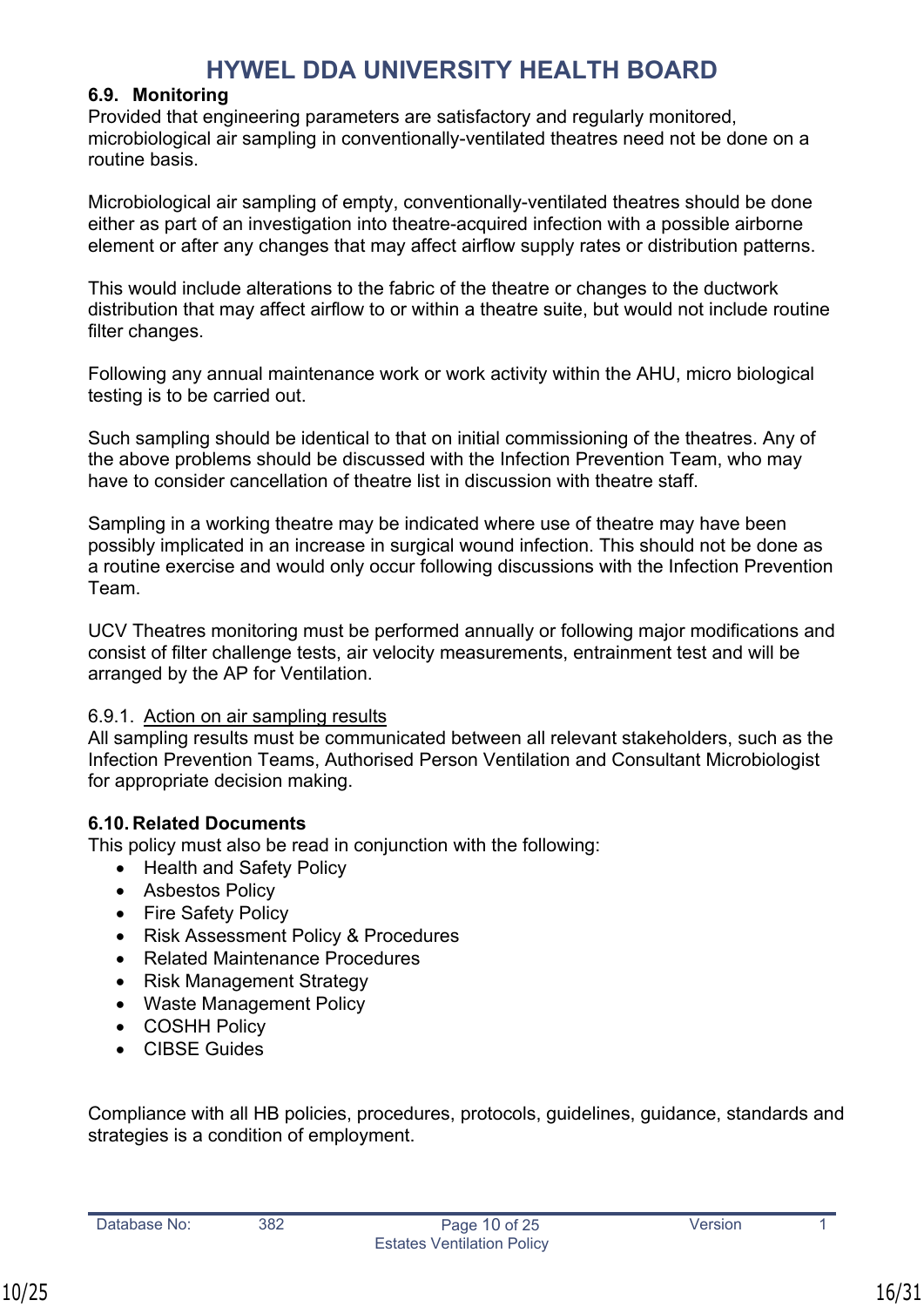### 6.9. Monitoring

Provided that engineering parameters are satisfactory and regularly monitored, microbiological air sampling in conventionally-ventilated theatres need not be done on a routine basis.

Microbiological air sampling of empty, conventionally-ventilated theatres should be done either as part of an investigation into theatre-acquired infection with a possible airborne element or after any changes that may affect airflow supply rates or distribution patterns.

This would include alterations to the fabric of the theatre or changes to the ductwork distribution that may affect airflow to or within a theatre suite, but would not include routine filter changes.

Following any annual maintenance work or work activity within the AHU, micro biological testing is to be carried out.

Such sampling should be identical to that on initial commissioning of the theatres. Any of the above problems should be discussed with the Infection Prevention Team, who may have to consider cancellation of theatre list in discussion with theatre staff.

Sampling in a working theatre may be indicated where use of theatre may have been possibly implicated in an increase in surgical wound infection. This should not be done as a routine exercise and would only occur following discussions with the Infection Prevention Team.

UCV Theatres monitoring must be performed annually or following major modifications and consist of filter challenge tests, air velocity measurements, entrainment test and will be arranged by the AP for Ventilation.

6.9.1. Action on air sampling results

All sampling results must be communicated between all relevant stakeholders, such as the Infection Prevention Teams, Authorised Person Ventilation and Consultant Microbiologist for appropriate decision making.

### 6.10. Related Documents

This policy must also be read in conjunction with the following:

- Health and Safety Policy
- Asbestos Policy
- Fire Safety Policy
- Risk Assessment Policy & Procedures
- Related Maintenance Procedures
- Risk Management Strategy
- Waste Management Policy
- COSHH Policy
- CIBSE Guides

Compliance with all HB policies, procedures, protocols, guidelines, guidance, standards and strategies is a condition of employment.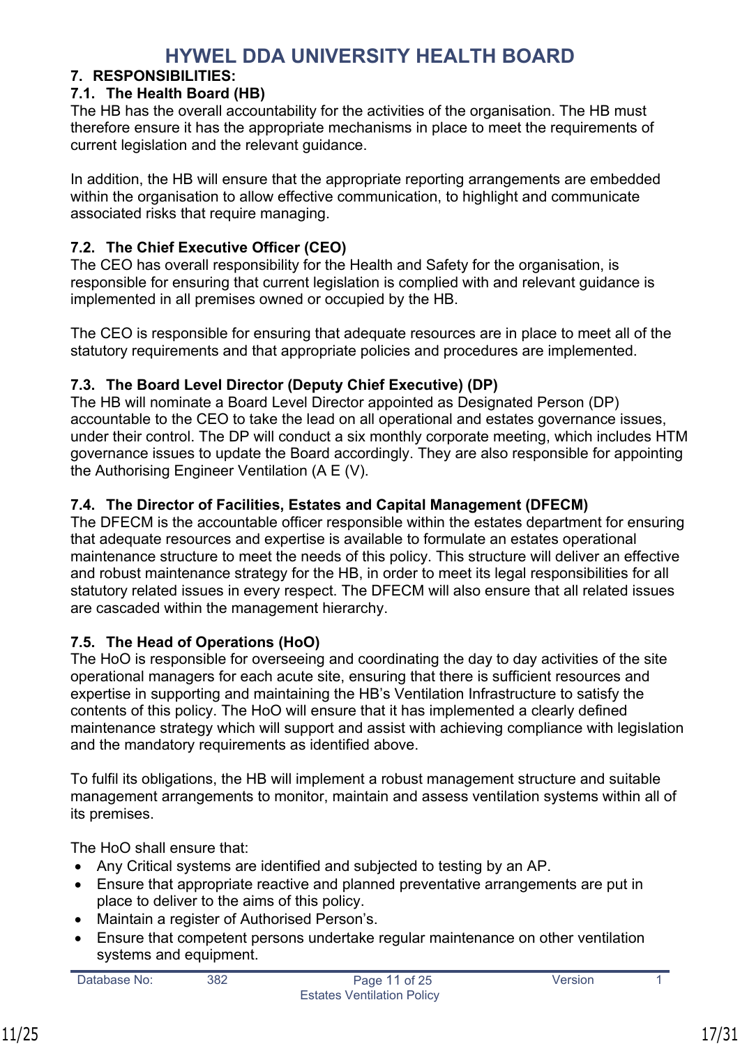## 7. RESPONSIBILITIES:

### 7.1. The Health Board (HB)

The HB has the overall accountability for the activities of the organisation. The HB must therefore ensure it has the appropriate mechanisms in place to meet the requirements of current legislation and the relevant guidance.

In addition, the HB will ensure that the appropriate reporting arrangements are embedded within the organisation to allow effective communication, to highlight and communicate associated risks that require managing.

### 7.2. The Chief Executive Officer (CEO)

The CEO has overall responsibility for the Health and Safety for the organisation, is responsible for ensuring that current legislation is complied with and relevant guidance is implemented in all premises owned or occupied by the HB.

The CEO is responsible for ensuring that adequate resources are in place to meet all of the statutory requirements and that appropriate policies and procedures are implemented.

### 7.3. The Board Level Director (Deputy Chief Executive) (DP)

The HB will nominate a Board Level Director appointed as Designated Person (DP) accountable to the CEO to take the lead on all operational and estates governance issues, under their control. The DP will conduct a six monthly corporate meeting, which includes HTM governance issues to update the Board accordingly. They are also responsible for appointing the Authorising Engineer Ventilation (A E (V).

### 7.4. The Director of Facilities, Estates and Capital Management (DFECM)

The DFECM is the accountable officer responsible within the estates department for ensuring that adequate resources and expertise is available to formulate an estates operational maintenance structure to meet the needs of this policy. This structure will deliver an effective and robust maintenance strategy for the HB, in order to meet its legal responsibilities for all statutory related issues in every respect. The DFECM will also ensure that all related issues are cascaded within the management hierarchy.

### 7.5. The Head of Operations (HoO)

The HoO is responsible for overseeing and coordinating the day to day activities of the site operational managers for each acute site, ensuring that there is sufficient resources and expertise in supporting and maintaining the HB's Ventilation Infrastructure to satisfy the contents of this policy. The HoO will ensure that it has implemented a clearly defined maintenance strategy which will support and assist with achieving compliance with legislation and the mandatory requirements as identified above.

To fulfil its obligations, the HB will implement a robust management structure and suitable management arrangements to monitor, maintain and assess ventilation systems within all of its premises.

The HoO shall ensure that:

- Any Critical systems are identified and subjected to testing by an AP.
- Ensure that appropriate reactive and planned preventative arrangements are put in place to deliver to the aims of this policy.
- Maintain a register of Authorised Person's.
- Ensure that competent persons undertake regular maintenance on other ventilation systems and equipment.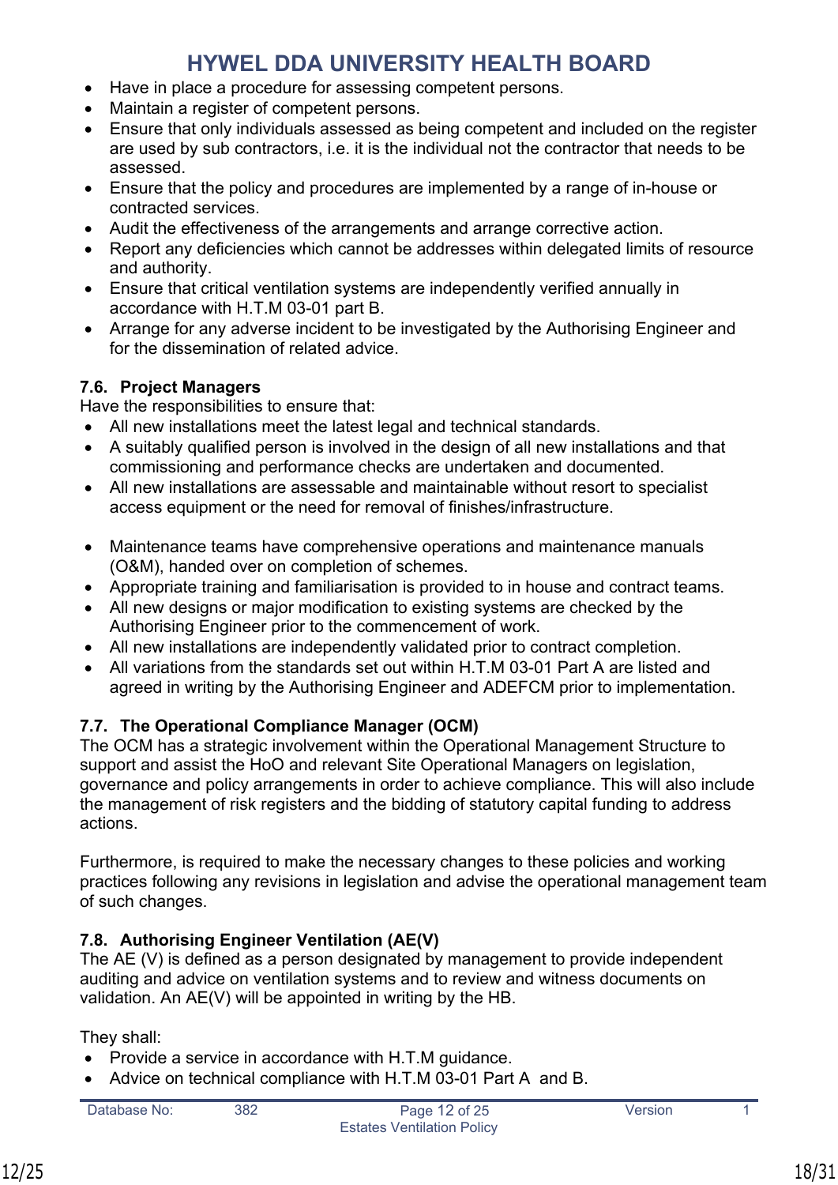- Have in place a procedure for assessing competent persons.
- Maintain a register of competent persons.
- Ensure that only individuals assessed as being competent and included on the register are used by sub contractors, i.e. it is the individual not the contractor that needs to be assessed.
- Ensure that the policy and procedures are implemented by a range of in-house or contracted services.
- Audit the effectiveness of the arrangements and arrange corrective action.
- Report any deficiencies which cannot be addresses within delegated limits of resource and authority.
- Ensure that critical ventilation systems are independently verified annually in accordance with H.T.M 03-01 part B.
- Arrange for any adverse incident to be investigated by the Authorising Engineer and for the dissemination of related advice.

### 7.6. Project Managers

Have the responsibilities to ensure that:

- All new installations meet the latest legal and technical standards.
- A suitably qualified person is involved in the design of all new installations and that commissioning and performance checks are undertaken and documented.
- All new installations are assessable and maintainable without resort to specialist access equipment or the need for removal of finishes/infrastructure.

- Maintenance teams have comprehensive operations and maintenance manuals (O&M), handed over on completion of schemes.
- Appropriate training and familiarisation is provided to in house and contract teams.
- All new designs or major modification to existing systems are checked by the Authorising Engineer prior to the commencement of work.
- All new installations are independently validated prior to contract completion.
- All variations from the standards set out within H.T.M 03-01 Part A are listed and agreed in writing by the Authorising Engineer and ADEFCM prior to implementation.

### 7.7. The Operational Compliance Manager (OCM)

The OCM has a strategic involvement within the Operational Management Structure to support and assist the HoO and relevant Site Operational Managers on legislation, governance and policy arrangements in order to achieve compliance. This will also include the management of risk registers and the bidding of statutory capital funding to address actions.

Furthermore, is required to make the necessary changes to these policies and working practices following any revisions in legislation and advise the operational management team of such changes.

### 7.8. Authorising Engineer Ventilation (AE(V)

The AE (V) is defined as a person designated by management to provide independent auditing and advice on ventilation systems and to review and witness documents on validation. An AE(V) will be appointed in writing by the HB.

They shall:

- Provide a service in accordance with H.T.M guidance.
- Advice on technical compliance with H.T.M 03-01 Part A and B.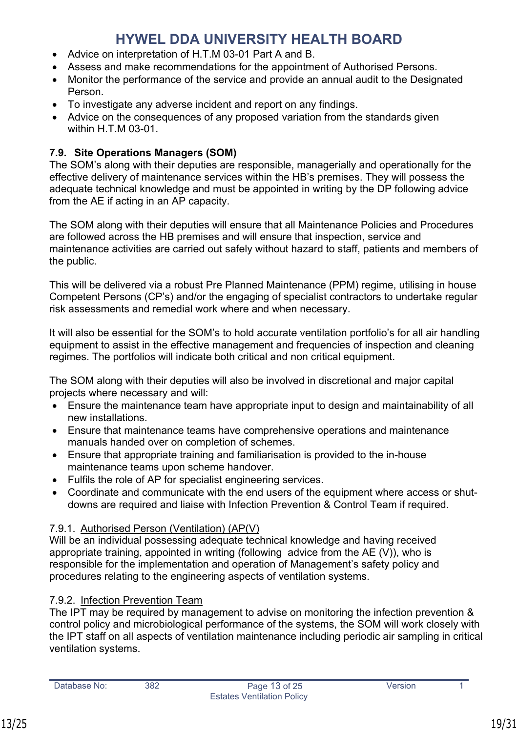- Advice on interpretation of H.T.M 03-01 Part A and B.
- Assess and make recommendations for the appointment of Authorised Persons.
- Monitor the performance of the service and provide an annual audit to the Designated Person.
- To investigate any adverse incident and report on any findings.
- Advice on the consequences of any proposed variation from the standards given within H.T.M 03-01.

### 7.9. Site Operations Managers (SOM)

The SOM's along with their deputies are responsible, managerially and operationally for the effective delivery of maintenance services within the HB's premises. They will possess the adequate technical knowledge and must be appointed in writing by the DP following advice from the AE if acting in an AP capacity.

The SOM along with their deputies will ensure that all Maintenance Policies and Procedures are followed across the HB premises and will ensure that inspection, service and maintenance activities are carried out safely without hazard to staff, patients and members of the public.

This will be delivered via a robust Pre Planned Maintenance (PPM) regime, utilising in house Competent Persons (CP's) and/or the engaging of specialist contractors to undertake regular risk assessments and remedial work where and when necessary.

It will also be essential for the SOM's to hold accurate ventilation portfolio's for all air handling equipment to assist in the effective management and frequencies of inspection and cleaning regimes. The portfolios will indicate both critical and non critical equipment.

The SOM along with their deputies will also be involved in discretional and major capital projects where necessary and will:

- Ensure the maintenance team have appropriate input to design and maintainability of all new installations.
- Ensure that maintenance teams have comprehensive operations and maintenance manuals handed over on completion of schemes.
- Ensure that appropriate training and familiarisation is provided to the in-house maintenance teams upon scheme handover.
- Fulfils the role of AP for specialist engineering services.
- Coordinate and communicate with the end users of the equipment where access or shut-downs are required and liaise with Infection Prevention & Control Team if required.

#### 7.9.1. Authorised Person (Ventilation) (AP(V)

Will be an individual possessing adequate technical knowledge and having received appropriate training, appointed in writing (following advice from the AE (V)), who is responsible for the implementation and operation of Management's safety policy and procedures relating to the engineering aspects of ventilation systems.

#### 7.9.2. Infection Prevention Team

The IPT may be required by management to advise on monitoring the infection prevention & control policy and microbiological performance of the systems, the SOM will work closely with the IPT staff on all aspects of ventilation maintenance including periodic air sampling in critical ventilation systems.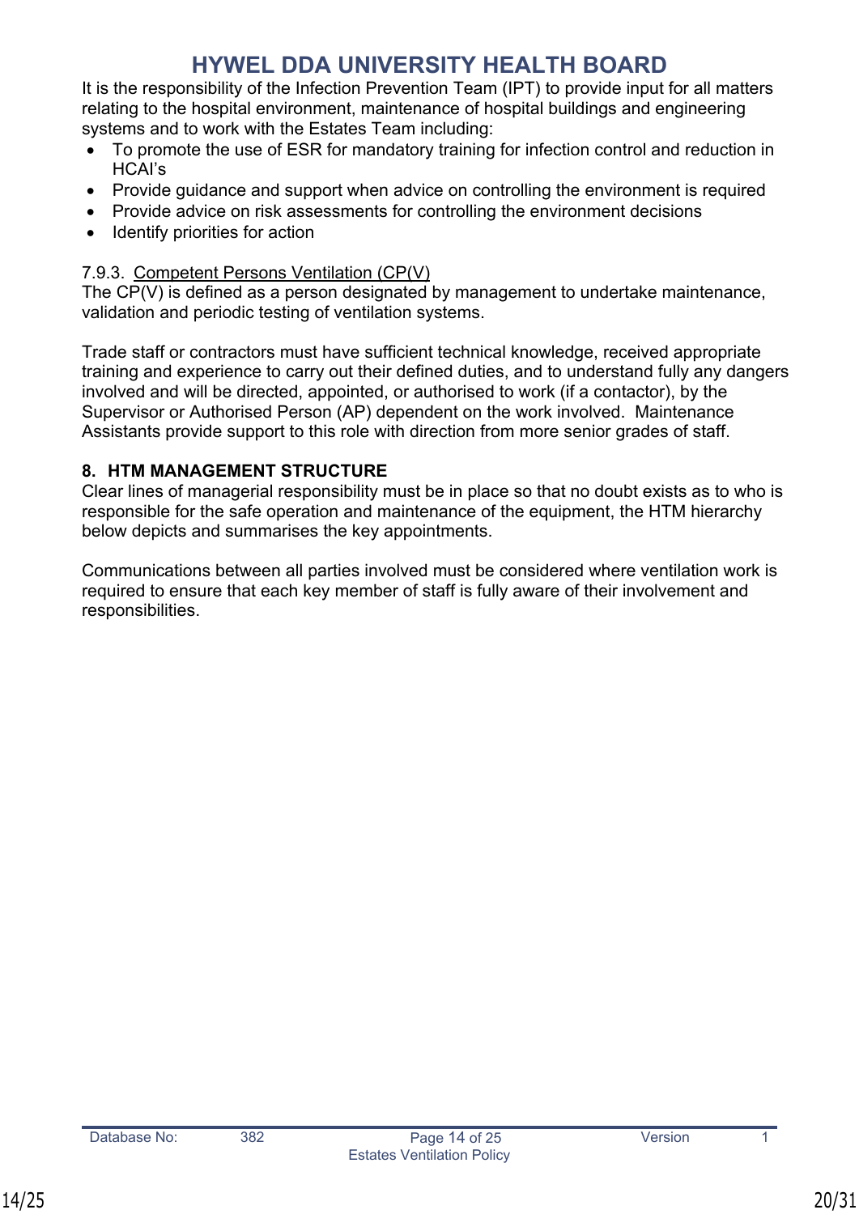It is the responsibility of the Infection Prevention Team (IPT) to provide input for all matters relating to the hospital environment, maintenance of hospital buildings and engineering systems and to work with the Estates Team including:

- To promote the use of ESR for mandatory training for infection control and reduction in HCAI's
- Provide guidance and support when advice on controlling the environment is required
- Provide advice on risk assessments for controlling the environment decisions
- Identify priorities for action

7.9.3. <u>Competent Persons Ventilation (CP(V)</u>

The CP(V) is defined as a person designated by management to undertake maintenance, validation and periodic testing of ventilation systems.

Trade staff or contractors must have sufficient technical knowledge, received appropriate training and experience to carry out their defined duties, and to understand fully any dangers involved and will be directed, appointed, or authorised to work (if a contactor), by the Supervisor or Authorised Person (AP) dependent on the work involved. Maintenance Assistants provide support to this role with direction from more senior grades of staff.

## 8. HTM MANAGEMENT STRUCTURE

Clear lines of managerial responsibility must be in place so that no doubt exists as to who is responsible for the safe operation and maintenance of the equipment, the HTM hierarchy below depicts and summarises the key appointments.

Communications between all parties involved must be considered where ventilation work is required to ensure that each key member of staff is fully aware of their involvement and responsibilities.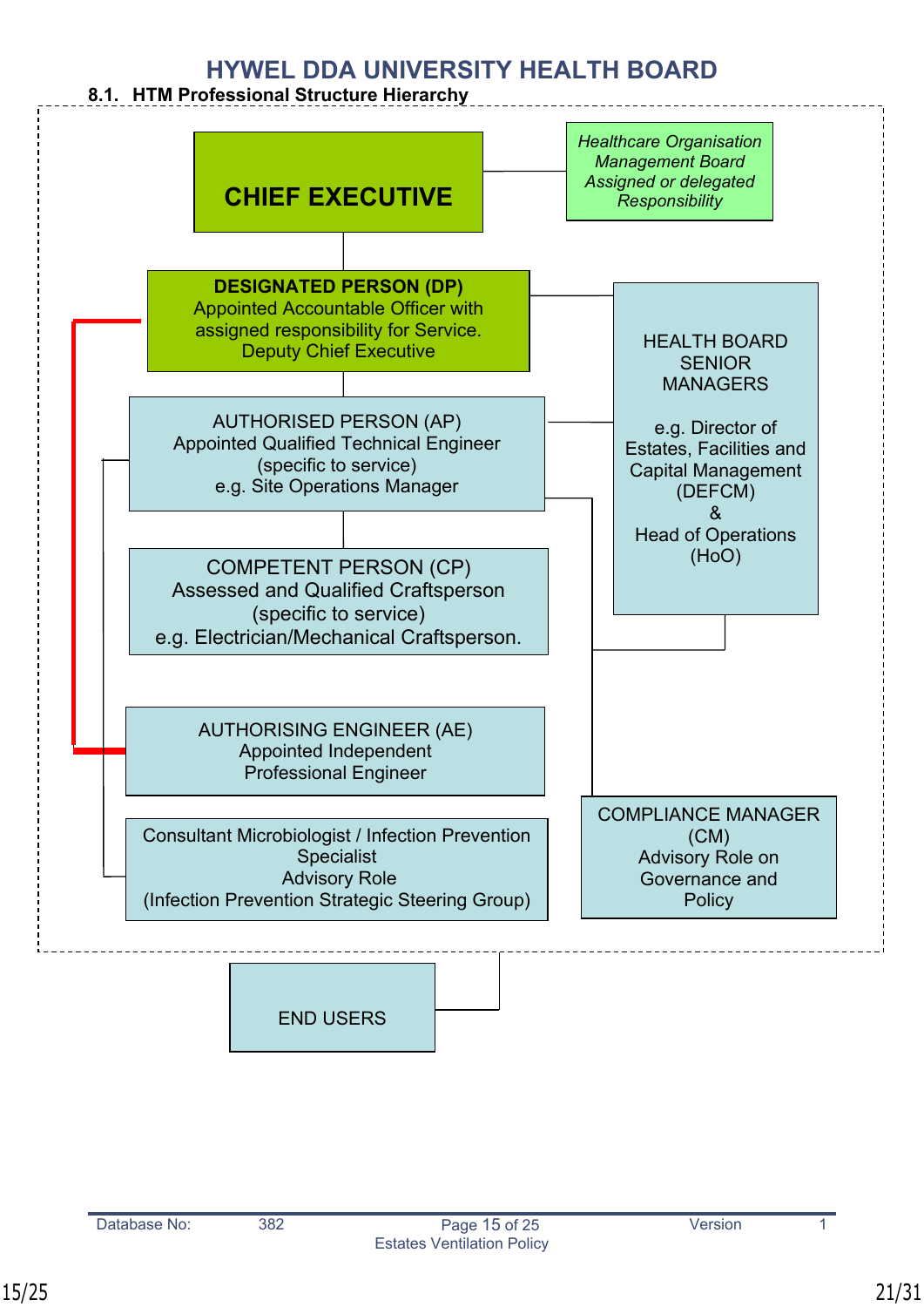# HYWEL DDA UNIVERSITY HEALTH BOARD

## 8.1. HTM Professional Structure Hierarchy

**CHIEF EXECUTIVE**

*Healthcare Organisation Management Board Assigned or delegated Responsibility*

**DESIGNATED PERSON (DP)**
Appointed Accountable Officer with assigned responsibility for Service.
Deputy Chief Executive

HEALTH BOARD SENIOR MANAGERS

e.g. Director of Estates, Facilities and Capital Management (DEFCM)
&
Head of Operations (HoO)

AUTHORISED PERSON (AP)
Appointed Qualified Technical Engineer (specific to service)
e.g. Site Operations Manager

COMPETENT PERSON (CP)
Assessed and Qualified Craftsperson (specific to service)
e.g. Electrician/Mechanical Craftsperson.

AUTHORISING ENGINEER (AE)
Appointed Independent Professional Engineer

Consultant Microbiologist / Infection Prevention Specialist
Advisory Role
(Infection Prevention Strategic Steering Group)

COMPLIANCE MANAGER (CM)
Advisory Role on Governance and Policy

END USERS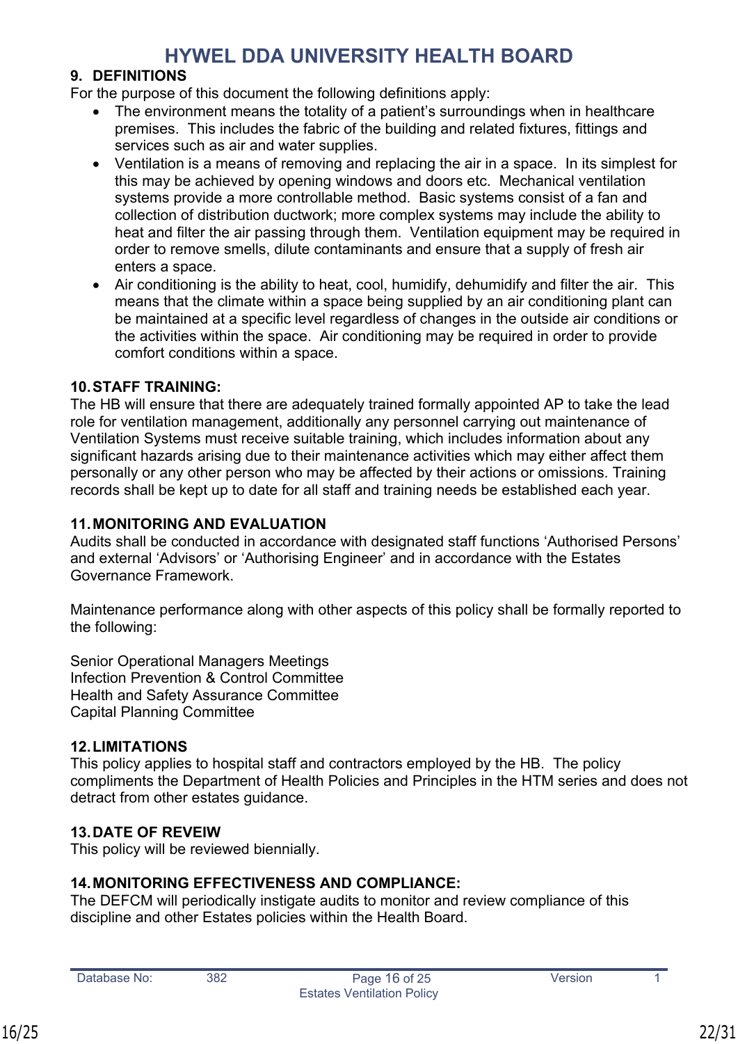## 9. DEFINITIONS

For the purpose of this document the following definitions apply:

- The environment means the totality of a patient's surroundings when in healthcare premises. This includes the fabric of the building and related fixtures, fittings and services such as air and water supplies.
- Ventilation is a means of removing and replacing the air in a space. In its simplest for this may be achieved by opening windows and doors etc. Mechanical ventilation systems provide a more controllable method. Basic systems consist of a fan and collection of distribution ductwork; more complex systems may include the ability to heat and filter the air passing through them. Ventilation equipment may be required in order to remove smells, dilute contaminants and ensure that a supply of fresh air enters a space.
- Air conditioning is the ability to heat, cool, humidify, dehumidify and filter the air. This means that the climate within a space being supplied by an air conditioning plant can be maintained at a specific level regardless of changes in the outside air conditions or the activities within the space. Air conditioning may be required in order to provide comfort conditions within a space.

## 10. STAFF TRAINING:

The HB will ensure that there are adequately trained formally appointed AP to take the lead role for ventilation management, additionally any personnel carrying out maintenance of Ventilation Systems must receive suitable training, which includes information about any significant hazards arising due to their maintenance activities which may either affect them personally or any other person who may be affected by their actions or omissions. Training records shall be kept up to date for all staff and training needs be established each year.

## 11. MONITORING AND EVALUATION

Audits shall be conducted in accordance with designated staff functions 'Authorised Persons' and external 'Advisors' or 'Authorising Engineer' and in accordance with the Estates Governance Framework.

Maintenance performance along with other aspects of this policy shall be formally reported to the following:

Senior Operational Managers Meetings
Infection Prevention & Control Committee
Health and Safety Assurance Committee
Capital Planning Committee

## 12. LIMITATIONS

This policy applies to hospital staff and contractors employed by the HB. The policy compliments the Department of Health Policies and Principles in the HTM series and does not detract from other estates guidance.

## 13. DATE OF REVEIW

This policy will be reviewed biennially.

## 14. MONITORING EFFECTIVENESS AND COMPLIANCE:

The DEFCM will periodically instigate audits to monitor and review compliance of this discipline and other Estates policies within the Health Board.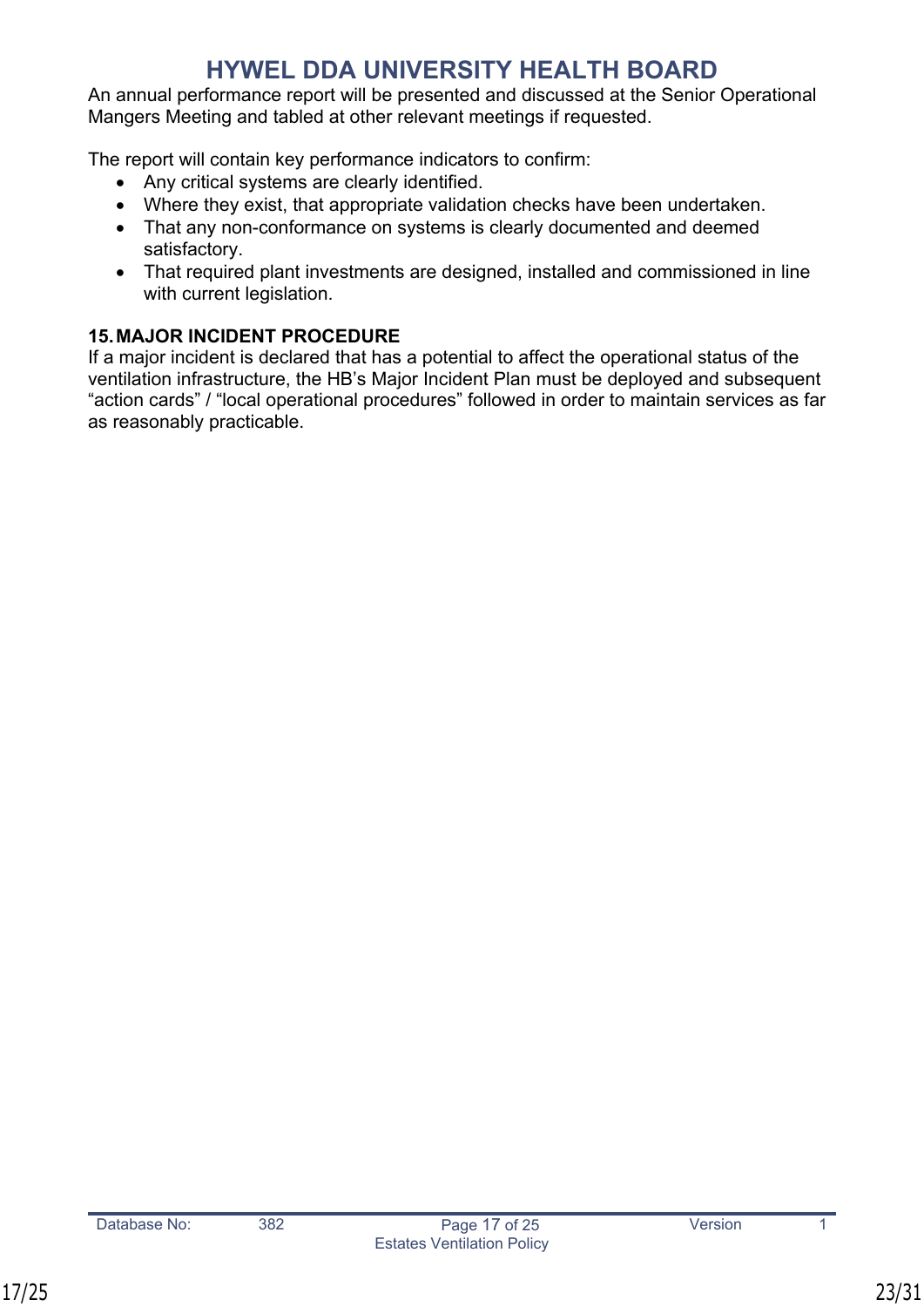An annual performance report will be presented and discussed at the Senior Operational Mangers Meeting and tabled at other relevant meetings if requested.

The report will contain key performance indicators to confirm:

- Any critical systems are clearly identified.
- Where they exist, that appropriate validation checks have been undertaken.
- That any non-conformance on systems is clearly documented and deemed satisfactory.
- That required plant investments are designed, installed and commissioned in line with current legislation.

## 15. MAJOR INCIDENT PROCEDURE

If a major incident is declared that has a potential to affect the operational status of the ventilation infrastructure, the HB's Major Incident Plan must be deployed and subsequent "action cards" / "local operational procedures" followed in order to maintain services as far as reasonably practicable.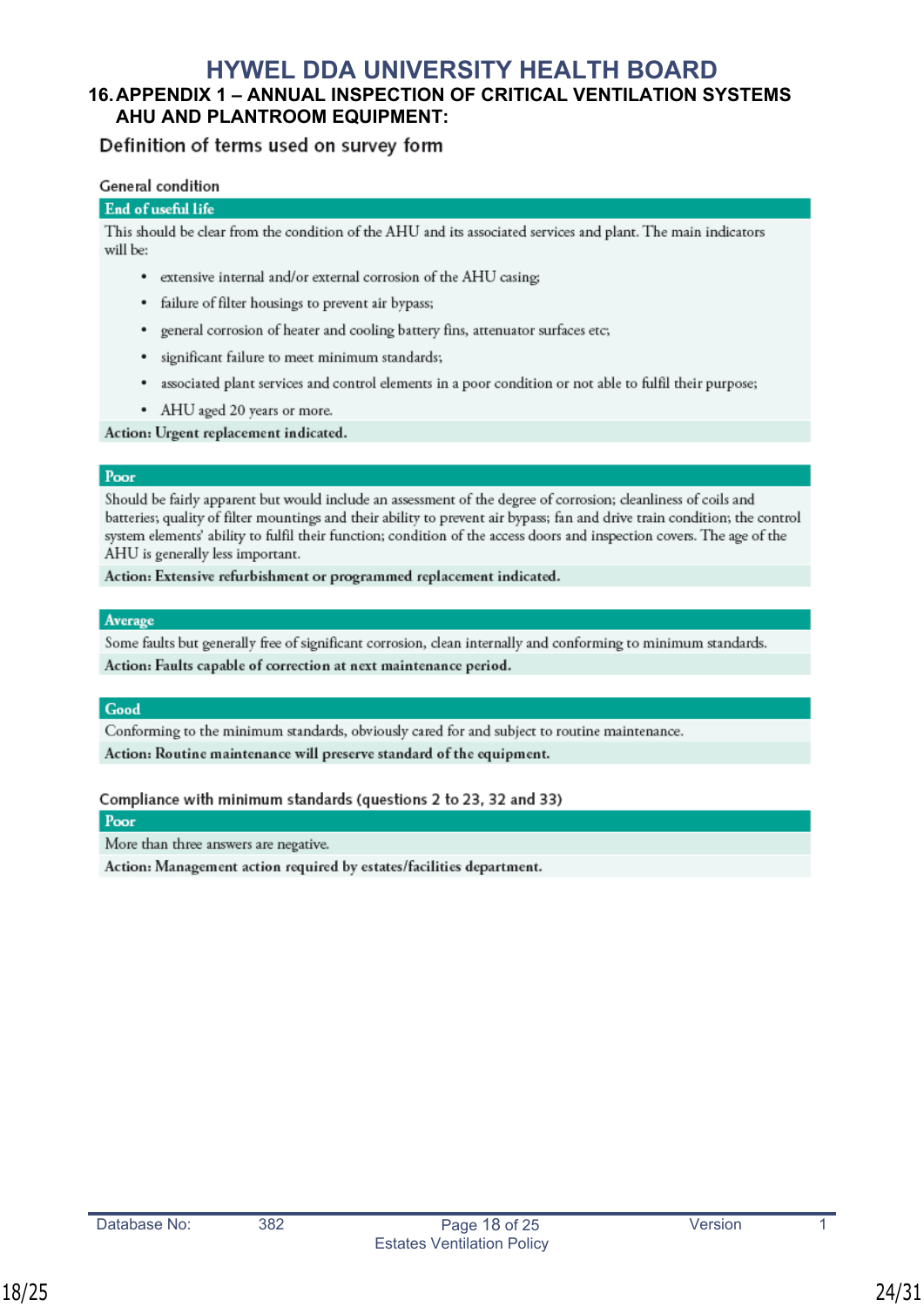# HYWEL DDA UNIVERSITY HEALTH BOARD

## 16. APPENDIX 1 – ANNUAL INSPECTION OF CRITICAL VENTILATION SYSTEMS AHU AND PLANTROOM EQUIPMENT:

### Definition of terms used on survey form

#### General condition

**End of useful life**

This should be clear from the condition of the AHU and its associated services and plant. The main indicators will be:

- extensive internal and/or external corrosion of the AHU casing;
- failure of filter housings to prevent air bypass;
- general corrosion of heater and cooling battery fins, attenuator surfaces etc;
- significant failure to meet minimum standards;
- associated plant services and control elements in a poor condition or not able to fulfil their purpose;
- AHU aged 20 years or more.

**Action: Urgent replacement indicated.**

**Poor**

Should be fairly apparent but would include an assessment of the degree of corrosion; cleanliness of coils and batteries; quality of filter mountings and their ability to prevent air bypass; fan and drive train condition; the control system elements' ability to fulfil their function; condition of the access doors and inspection covers. The age of the AHU is generally less important.

**Action: Extensive refurbishment or programmed replacement indicated.**

**Average**

Some faults but generally free of significant corrosion, clean internally and conforming to minimum standards.

**Action: Faults capable of correction at next maintenance period.**

**Good**

Conforming to the minimum standards, obviously cared for and subject to routine maintenance.

**Action: Routine maintenance will preserve standard of the equipment.**

#### Compliance with minimum standards (questions 2 to 23, 32 and 33)

**Poor**

More than three answers are negative.

**Action: Management action required by estates/facilities department.**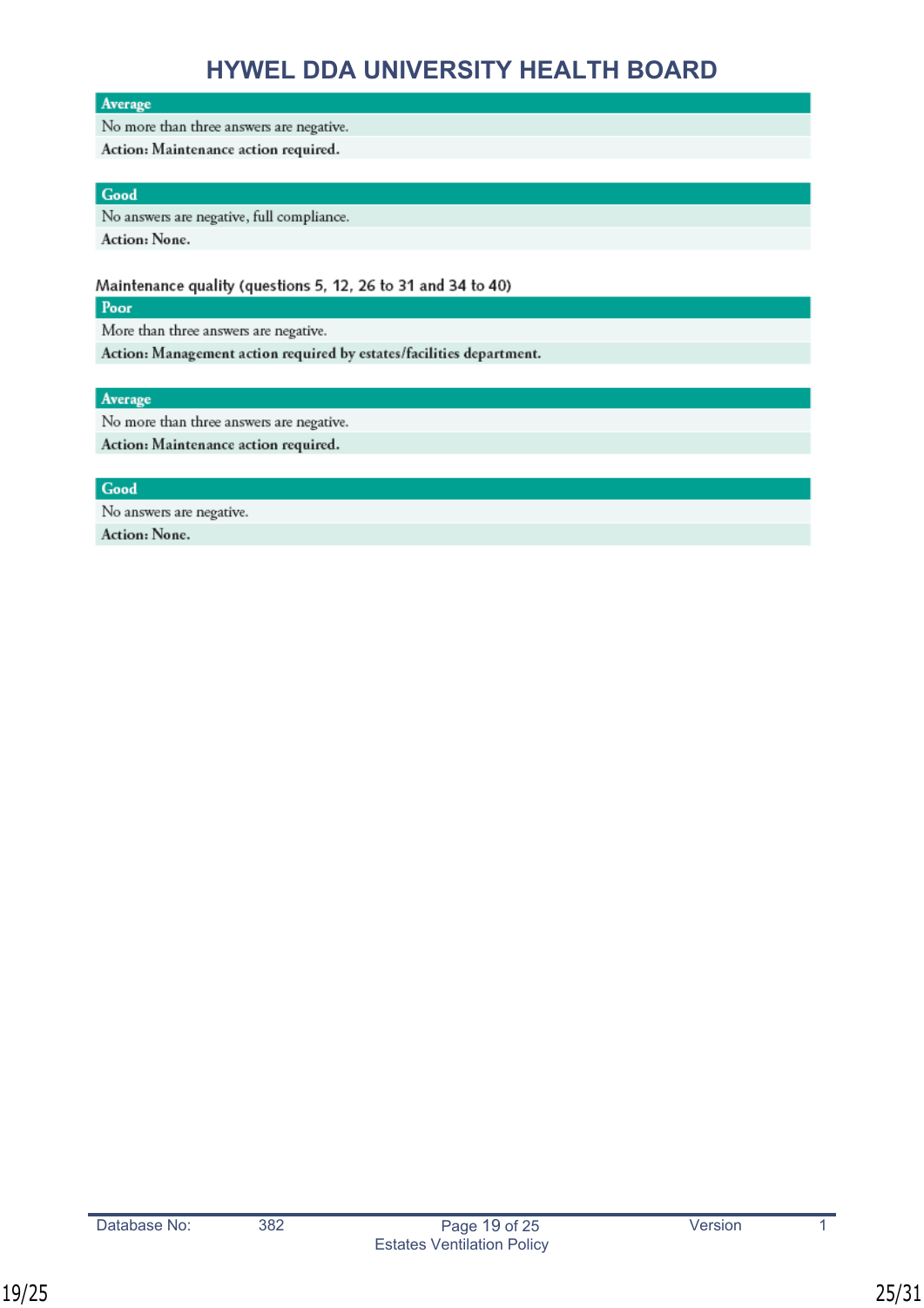| Average |
| --- |
| No more than three answers are negative. |
| **Action: Maintenance action required.** |

| Good |
| --- |
| No answers are negative, full compliance. |
| **Action: None.** |

Maintenance quality (questions 5, 12, 26 to 31 and 34 to 40)

| Poor |
| --- |
| More than three answers are negative. |
| **Action: Management action required by estates/facilities department.** |

| Average |
| --- |
| No more than three answers are negative. |
| **Action: Maintenance action required.** |

| Good |
| --- |
| No answers are negative. |
| **Action: None.** |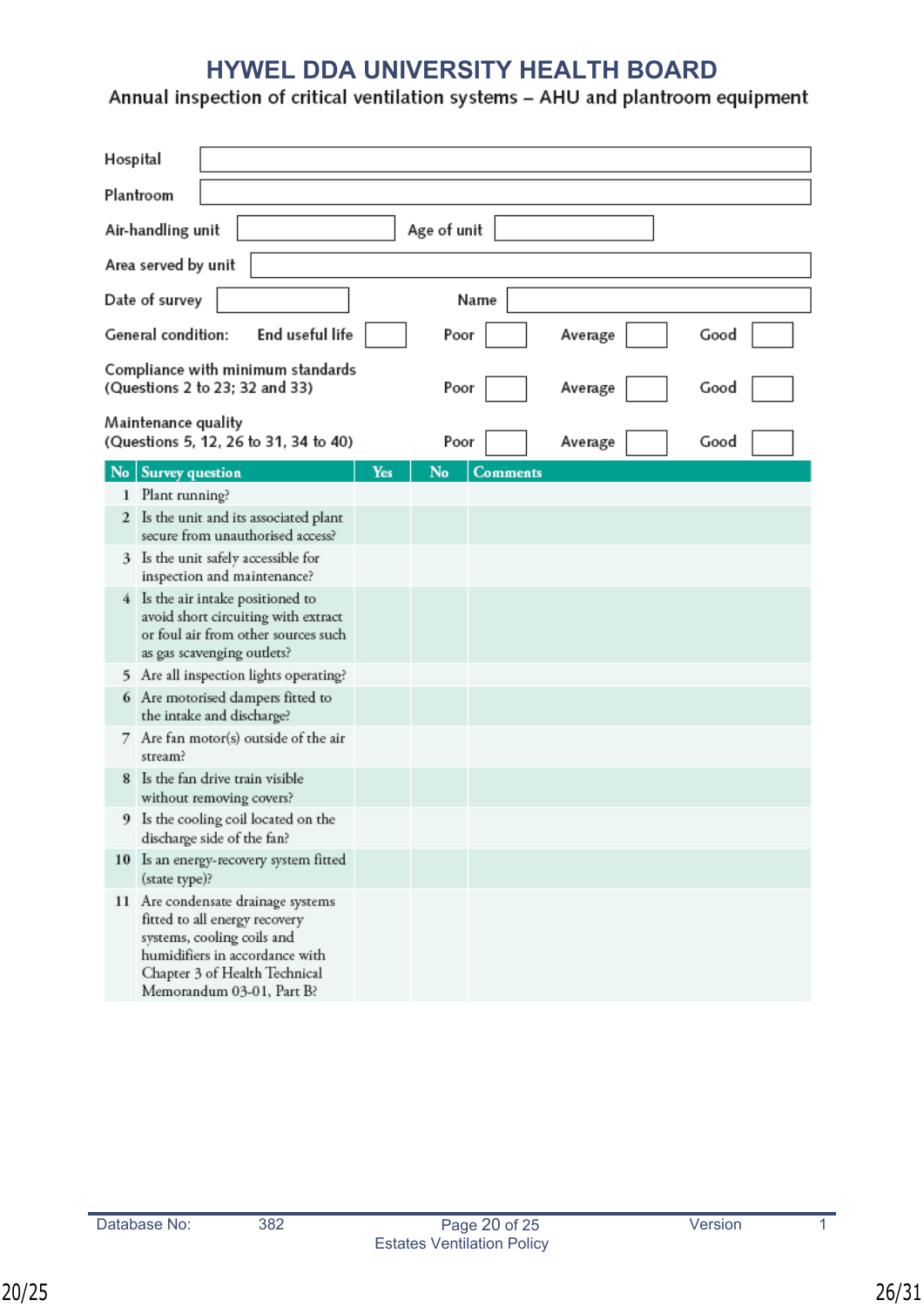# HYWEL DDA UNIVERSITY HEALTH BOARD

## Annual inspection of critical ventilation systems – AHU and plantroom equipment

| | |
|---|---|
| Hospital | |
| Plantroom | |
| Air-handling unit | |
| Age of unit | |
| Area served by unit | |
| Date of survey | |
| Name | |

| | | | | |
|---|---|---|---|---|
| General condition: | End useful life | Poor | Average | Good |
| Compliance with minimum standards (Questions 2 to 23; 32 and 33) | | Poor | Average | Good |
| Maintenance quality (Questions 5, 12, 26 to 31, 34 to 40) | | Poor | Average | Good |

| No | Survey question | Yes | No | Comments |
|---|---|---|---|---|
| 1 | Plant running? | | | |
| 2 | Is the unit and its associated plant secure from unauthorised access? | | | |
| 3 | Is the unit safely accessible for inspection and maintenance? | | | |
| 4 | Is the air intake positioned to avoid short circuiting with extract or foul air from other sources such as gas scavenging outlets? | | | |
| 5 | Are all inspection lights operating? | | | |
| 6 | Are motorised dampers fitted to the intake and discharge? | | | |
| 7 | Are fan motor(s) outside of the air stream? | | | |
| 8 | Is the fan drive train visible without removing covers? | | | |
| 9 | Is the cooling coil located on the discharge side of the fan? | | | |
| 10 | Is an energy-recovery system fitted (state type)? | | | |
| 11 | Are condensate drainage systems fitted to all energy recovery systems, cooling coils and humidifiers in accordance with Chapter 3 of Health Technical Memorandum 03-01, Part B? | | | |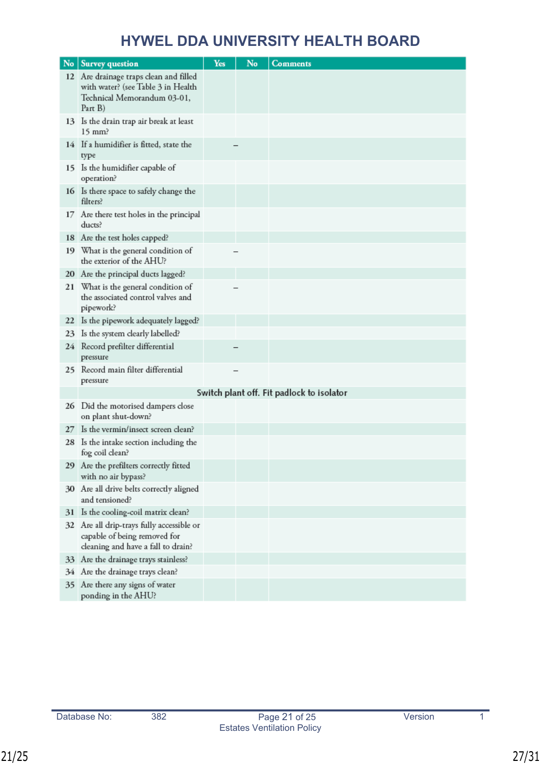# HYWEL DDA UNIVERSITY HEALTH BOARD

| No | Survey question | Yes | No | Comments |
|---|---|---|---|---|
| 12 | Are drainage traps clean and filled with water? (see Table 3 in Health Technical Memorandum 03-01, Part B) | | | |
| 13 | Is the drain trap air break at least 15 mm? | | | |
| 14 | If a humidifier is fitted, state the type | – | | |
| 15 | Is the humidifier capable of operation? | | | |
| 16 | Is there space to safely change the filters? | | | |
| 17 | Are there test holes in the principal ducts? | | | |
| 18 | Are the test holes capped? | | | |
| 19 | What is the general condition of the exterior of the AHU? | – | | |
| 20 | Are the principal ducts lagged? | | | |
| 21 | What is the general condition of the associated control valves and pipework? | – | | |
| 22 | Is the pipework adequately lagged? | | | |
| 23 | Is the system clearly labelled? | | | |
| 24 | Record prefilter differential pressure | – | | |
| 25 | Record main filter differential pressure | – | | |
| | **Switch plant off. Fit padlock to isolator** | | | |
| 26 | Did the motorised dampers close on plant shut-down? | | | |
| 27 | Is the vermin/insect screen clean? | | | |
| 28 | Is the intake section including the fog coil clean? | | | |
| 29 | Are the prefilters correctly fitted with no air bypass? | | | |
| 30 | Are all drive belts correctly aligned and tensioned? | | | |
| 31 | Is the cooling-coil matrix clean? | | | |
| 32 | Are all drip-trays fully accessible or capable of being removed for cleaning and have a fall to drain? | | | |
| 33 | Are the drainage trays stainless? | | | |
| 34 | Are the drainage trays clean? | | | |
| 35 | Are there any signs of water ponding in the AHU? | | | |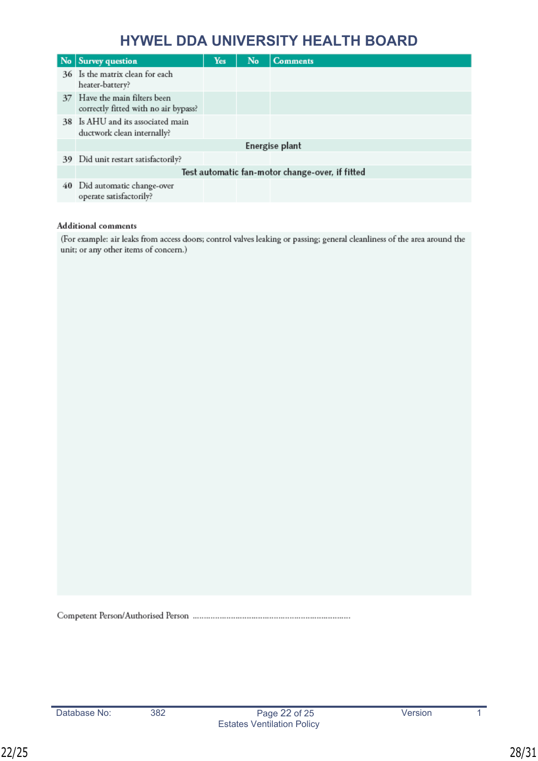| No | Survey question | Yes | No | Comments |
|---|---|---|---|---|
| 36 | Is the matrix clean for each heater-battery? | | | |
| 37 | Have the main filters been correctly fitted with no air bypass? | | | |
| 38 | Is AHU and its associated main ductwork clean internally? | | | |
| | **Energise plant** | | | |
| 39 | Did unit restart satisfactorily? | | | |
| | **Test automatic fan-motor change-over, if fitted** | | | |
| 40 | Did automatic change-over operate satisfactorily? | | | |

**Additional comments**

(For example: air leaks from access doors; control valves leaking or passing; general cleanliness of the area around the unit; or any other items of concern.)

Competent Person/Authorised Person ......................................................................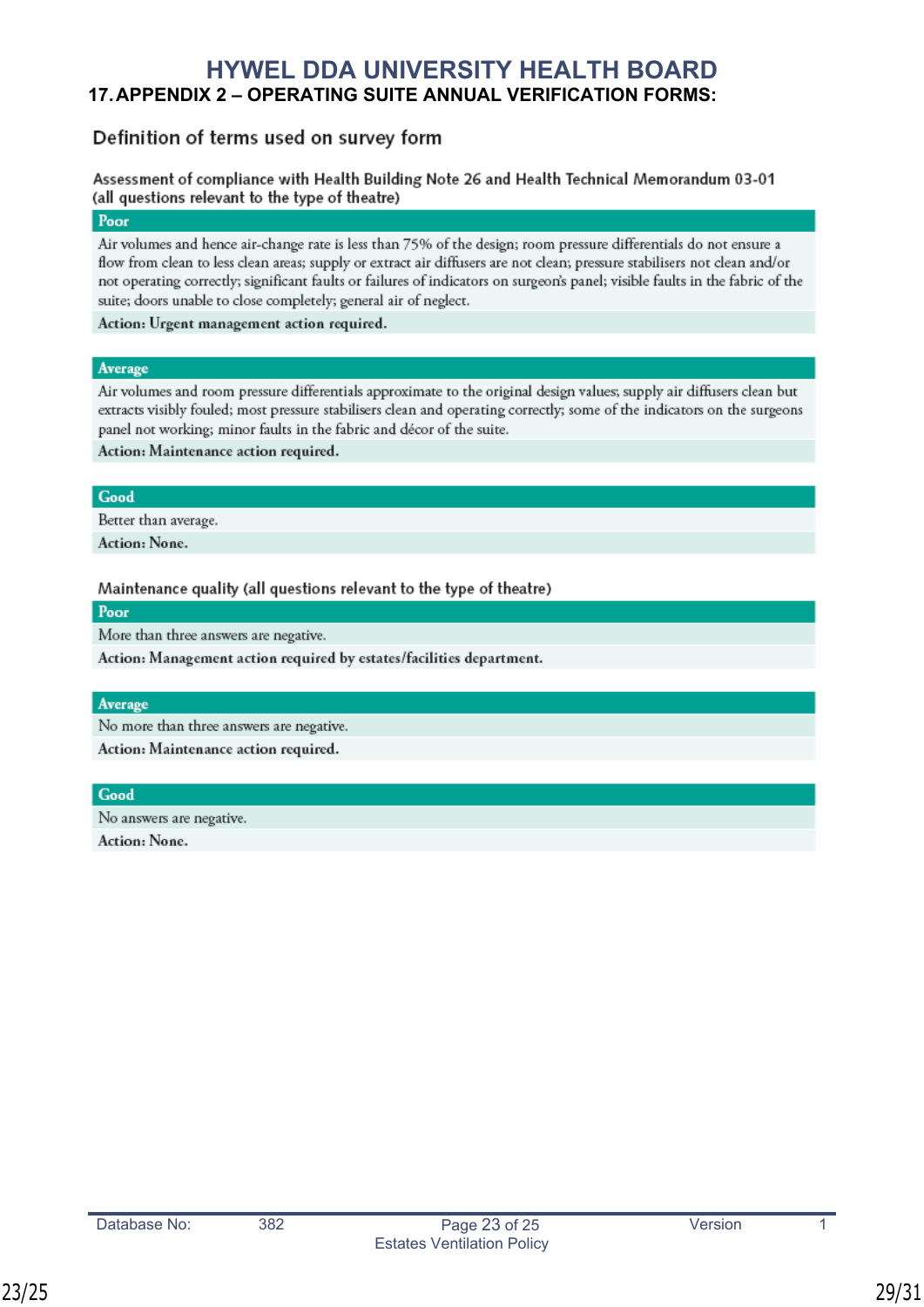# HYWEL DDA UNIVERSITY HEALTH BOARD

## 17. APPENDIX 2 – OPERATING SUITE ANNUAL VERIFICATION FORMS:

### Definition of terms used on survey form

**Assessment of compliance with Health Building Note 26 and Health Technical Memorandum 03-01 (all questions relevant to the type of theatre)**

| Poor |
| --- |
| Air volumes and hence air-change rate is less than 75% of the design; room pressure differentials do not ensure a flow from clean to less clean areas; supply or extract air diffusers are not clean; pressure stabilisers not clean and/or not operating correctly; significant faults or failures of indicators on surgeon's panel; visible faults in the fabric of the suite; doors unable to close completely; general air of neglect. |
| **Action: Urgent management action required.** |

| Average |
| --- |
| Air volumes and room pressure differentials approximate to the original design values; supply air diffusers clean but extracts visibly fouled; most pressure stabilisers clean and operating correctly; some of the indicators on the surgeons panel not working; minor faults in the fabric and décor of the suite. |
| **Action: Maintenance action required.** |

| Good |
| --- |
| Better than average. |
| **Action: None.** |

**Maintenance quality (all questions relevant to the type of theatre)**

| Poor |
| --- |
| More than three answers are negative. |
| **Action: Management action required by estates/facilities department.** |

| Average |
| --- |
| No more than three answers are negative. |
| **Action: Maintenance action required.** |

| Good |
| --- |
| No answers are negative. |
| **Action: None.** |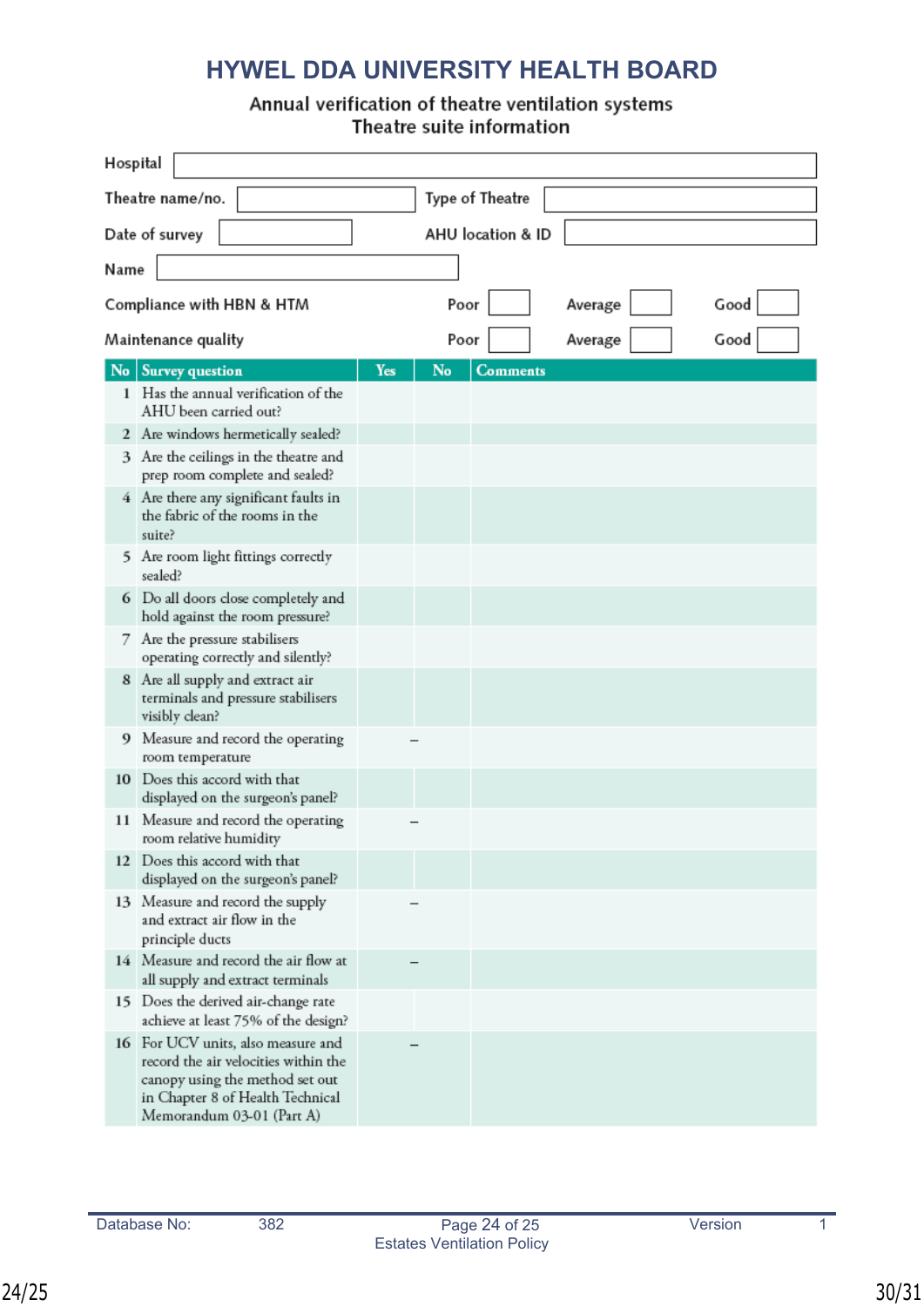# HYWEL DDA UNIVERSITY HEALTH BOARD

## Annual verification of theatre ventilation systems
## Theatre suite information

Hospital ______________________

Theatre name/no. ______________ Type of Theatre ______________

Date of survey ______________ AHU location & ID ______________

Name ______________

| | Poor | Average | Good |
|---|---|---|---|
| Compliance with HBN & HTM | | | |
| Maintenance quality | | | |

| No | Survey question | Yes | No | Comments |
|---|---|---|---|---|
| 1 | Has the annual verification of the AHU been carried out? | | | |
| 2 | Are windows hermetically sealed? | | | |
| 3 | Are the ceilings in the theatre and prep room complete and sealed? | | | |
| 4 | Are there any significant faults in the fabric of the rooms in the suite? | | | |
| 5 | Are room light fittings correctly sealed? | | | |
| 6 | Do all doors close completely and hold against the room pressure? | | | |
| 7 | Are the pressure stabilisers operating correctly and silently? | | | |
| 8 | Are all supply and extract air terminals and pressure stabilisers visibly clean? | | | |
| 9 | Measure and record the operating room temperature | – | | |
| 10 | Does this accord with that displayed on the surgeon's panel? | | | |
| 11 | Measure and record the operating room relative humidity | – | | |
| 12 | Does this accord with that displayed on the surgeon's panel? | | | |
| 13 | Measure and record the supply and extract air flow in the principle ducts | – | | |
| 14 | Measure and record the air flow at all supply and extract terminals | – | | |
| 15 | Does the derived air-change rate achieve at least 75% of the design? | | | |
| 16 | For UCV units, also measure and record the air velocities within the canopy using the method set out in Chapter 8 of Health Technical Memorandum 03-01 (Part A) | – | | |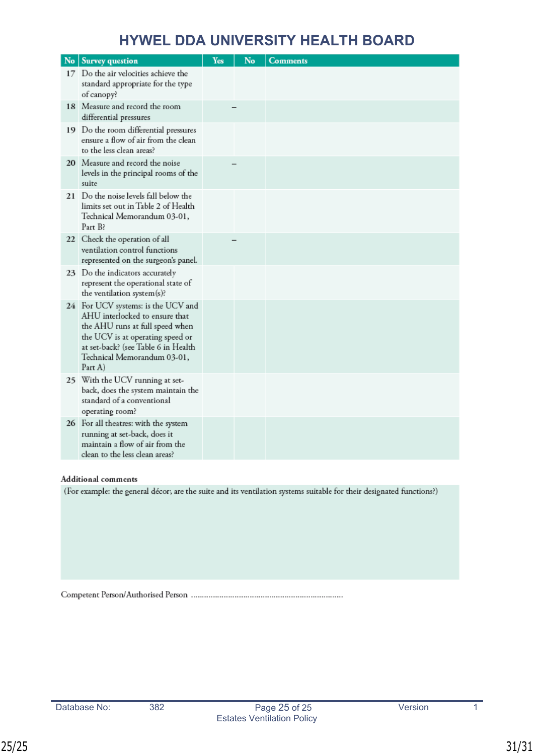# HYWEL DDA UNIVERSITY HEALTH BOARD

| No | Survey question | Yes | No | Comments |
|---|---|---|---|---|
| 17 | Do the air velocities achieve the standard appropriate for the type of canopy? | | | |
| 18 | Measure and record the room differential pressures | – | | |
| 19 | Do the room differential pressures ensure a flow of air from the clean to the less clean areas? | | | |
| 20 | Measure and record the noise levels in the principal rooms of the suite | – | | |
| 21 | Do the noise levels fall below the limits set out in Table 2 of Health Technical Memorandum 03-01, Part B? | | | |
| 22 | Check the operation of all ventilation control functions represented on the surgeon's panel. | – | | |
| 23 | Do the indicators accurately represent the operational state of the ventilation system(s)? | | | |
| 24 | For UCV systems: is the UCV and AHU interlocked to ensure that the AHU runs at full speed when the UCV is at operating speed or at set-back? (see Table 6 in Health Technical Memorandum 03-01, Part A) | | | |
| 25 | With the UCV running at set-back, does the system maintain the standard of a conventional operating room? | | | |
| 26 | For all theatres: with the system running at set-back, does it maintain a flow of air from the clean to the less clean areas? | | | |

**Additional comments**

(For example: the general décor; are the suite and its ventilation systems suitable for their designated functions?)

Competent Person/Authorised Person ......................................................................